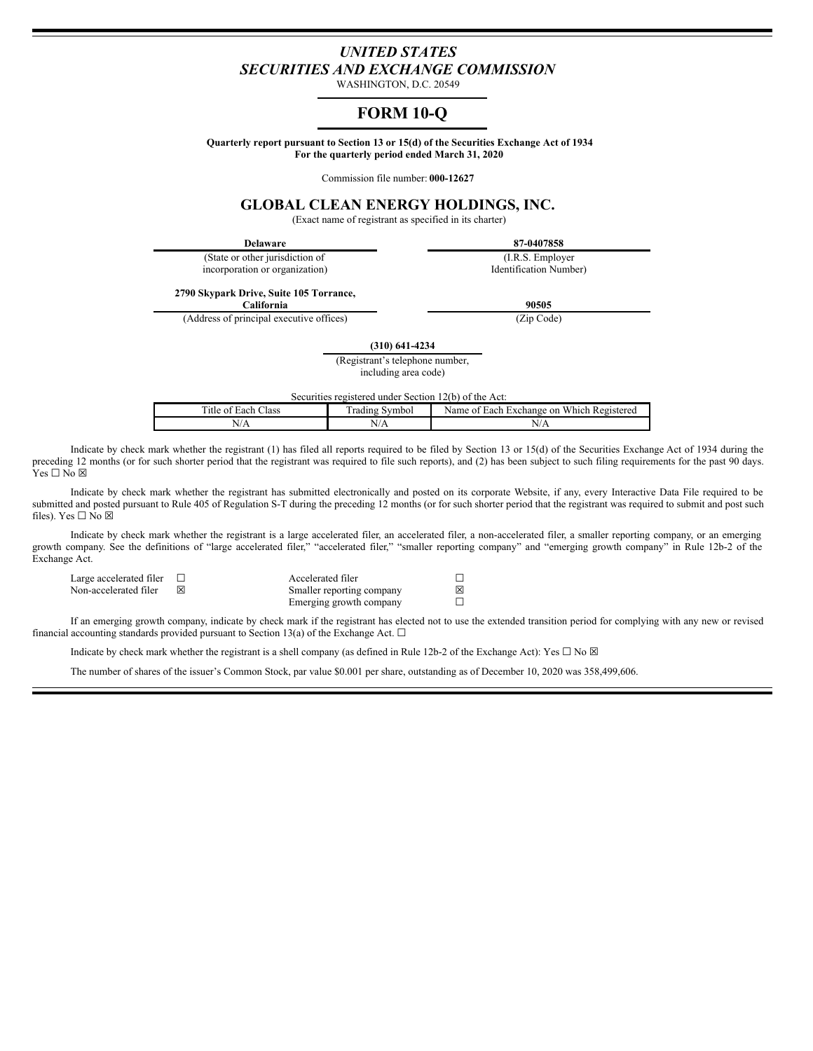# *UNITED STATES*
# *SECURITIES AND EXCHANGE COMMISSION*

WASHINGTON, D.C. 20549

# FORM 10-Q

**Quarterly report pursuant to Section 13 or 15(d) of the Securities Exchange Act of 1934**
**For the quarterly period ended March 31, 2020**

Commission file number: **000-12627**

## GLOBAL CLEAN ENERGY HOLDINGS, INC.

(Exact name of registrant as specified in its charter)

| **Delaware** | **87-0407858** |
|---|---|
| (State or other jurisdiction of incorporation or organization) | (I.R.S. Employer Identification Number) |
| **2790 Skypark Drive, Suite 105 Torrance, California** | **90505** |
| (Address of principal executive offices) | (Zip Code) |

**(310) 641-4234**
(Registrant's telephone number, including area code)

Securities registered under Section 12(b) of the Act:

| Title of Each Class | Trading Symbol | Name of Each Exchange on Which Registered |
|---|---|---|
| N/A | N/A | N/A |

Indicate by check mark whether the registrant (1) has filed all reports required to be filed by Section 13 or 15(d) of the Securities Exchange Act of 1934 during the preceding 12 months (or for such shorter period that the registrant was required to file such reports), and (2) has been subject to such filing requirements for the past 90 days. Yes ☐ No ☒

Indicate by check mark whether the registrant has submitted electronically and posted on its corporate Website, if any, every Interactive Data File required to be submitted and posted pursuant to Rule 405 of Regulation S-T during the preceding 12 months (or for such shorter period that the registrant was required to submit and post such files). Yes ☐ No ☒

Indicate by check mark whether the registrant is a large accelerated filer, an accelerated filer, a non-accelerated filer, a smaller reporting company, or an emerging growth company. See the definitions of "large accelerated filer," "accelerated filer," "smaller reporting company" and "emerging growth company" in Rule 12b-2 of the Exchange Act.

| | | | |
|---|---|---|---|
| Large accelerated filer | ☐ | Accelerated filer | ☐ |
| Non-accelerated filer | ☒ | Smaller reporting company | ☒ |
| | | Emerging growth company | ☐ |

If an emerging growth company, indicate by check mark if the registrant has elected not to use the extended transition period for complying with any new or revised financial accounting standards provided pursuant to Section 13(a) of the Exchange Act. ☐

Indicate by check mark whether the registrant is a shell company (as defined in Rule 12b-2 of the Exchange Act): Yes ☐ No ☒

The number of shares of the issuer's Common Stock, par value $0.001 per share, outstanding as of December 10, 2020 was 358,499,606.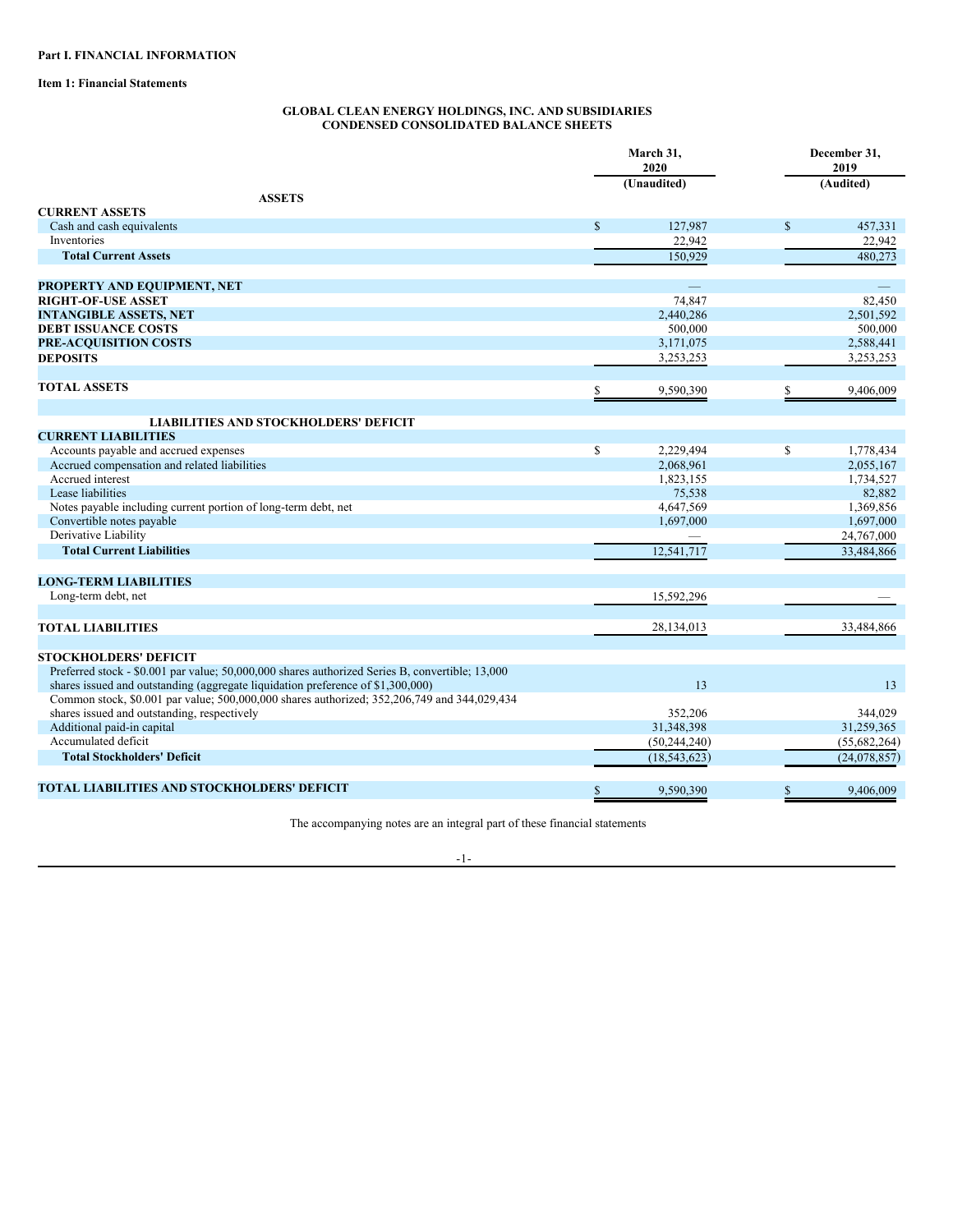**Part I. FINANCIAL INFORMATION**

**Item 1: Financial Statements**

**GLOBAL CLEAN ENERGY HOLDINGS, INC. AND SUBSIDIARIES**
**CONDENSED CONSOLIDATED BALANCE SHEETS**

| | March 31, 2020 (Unaudited) | December 31, 2019 (Audited) |
|---|---|---|
| **ASSETS** | | |
| **CURRENT ASSETS** | | |
| Cash and cash equivalents | $ 127,987 | $ 457,331 |
| Inventories | 22,942 | 22,942 |
| **Total Current Assets** | 150,929 | 480,273 |
| | | |
| **PROPERTY AND EQUIPMENT, NET** | — | — |
| **RIGHT-OF-USE ASSET** | 74,847 | 82,450 |
| **INTANGIBLE ASSETS, NET** | 2,440,286 | 2,501,592 |
| **DEBT ISSUANCE COSTS** | 500,000 | 500,000 |
| **PRE-ACQUISITION COSTS** | 3,171,075 | 2,588,441 |
| **DEPOSITS** | 3,253,253 | 3,253,253 |
| | | |
| **TOTAL ASSETS** | $ 9,590,390 | $ 9,406,009 |
| | | |
| **LIABILITIES AND STOCKHOLDERS' DEFICIT** | | |
| **CURRENT LIABILITIES** | | |
| Accounts payable and accrued expenses | $ 2,229,494 | $ 1,778,434 |
| Accrued compensation and related liabilities | 2,068,961 | 2,055,167 |
| Accrued interest | 1,823,155 | 1,734,527 |
| Lease liabilities | 75,538 | 82,882 |
| Notes payable including current portion of long-term debt, net | 4,647,569 | 1,369,856 |
| Convertible notes payable | 1,697,000 | 1,697,000 |
| Derivative Liability | — | 24,767,000 |
| **Total Current Liabilities** | 12,541,717 | 33,484,866 |
| | | |
| **LONG-TERM LIABILITIES** | | |
| Long-term debt, net | 15,592,296 | — |
| | | |
| **TOTAL LIABILITIES** | 28,134,013 | 33,484,866 |
| | | |
| **STOCKHOLDERS' DEFICIT** | | |
| Preferred stock - $0.001 par value; 50,000,000 shares authorized Series B, convertible; 13,000 shares issued and outstanding (aggregate liquidation preference of $1,300,000) | 13 | 13 |
| Common stock, $0.001 par value; 500,000,000 shares authorized; 352,206,749 and 344,029,434 shares issued and outstanding, respectively | 352,206 | 344,029 |
| Additional paid-in capital | 31,348,398 | 31,259,365 |
| Accumulated deficit | (50,244,240) | (55,682,264) |
| **Total Stockholders' Deficit** | (18,543,623) | (24,078,857) |
| | | |
| **TOTAL LIABILITIES AND STOCKHOLDERS' DEFICIT** | $ 9,590,390 | $ 9,406,009 |

The accompanying notes are an integral part of these financial statements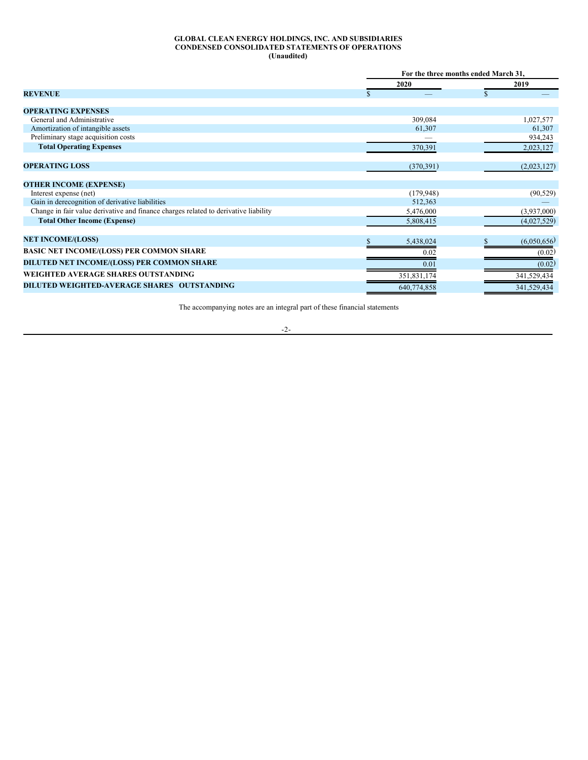**GLOBAL CLEAN ENERGY HOLDINGS, INC. AND SUBSIDIARIES**
**CONDENSED CONSOLIDATED STATEMENTS OF OPERATIONS**
**(Unaudited)**

| | For the three months ended March 31, | |
|---|---|---|
| | 2020 | 2019 |
| **REVENUE** | $ — | $ — |
| | | |
| **OPERATING EXPENSES** | | |
| General and Administrative | 309,084 | 1,027,577 |
| Amortization of intangible assets | 61,307 | 61,307 |
| Preliminary stage acquisition costs | — | 934,243 |
| **Total Operating Expenses** | 370,391 | 2,023,127 |
| | | |
| **OPERATING LOSS** | (370,391) | (2,023,127) |
| | | |
| **OTHER INCOME (EXPENSE)** | | |
| Interest expense (net) | (179,948) | (90,529) |
| Gain in derecognition of derivative liabilities | 512,363 | — |
| Change in fair value derivative and finance charges related to derivative liability | 5,476,000 | (3,937,000) |
| **Total Other Income (Expense)** | 5,808,415 | (4,027,529) |
| | | |
| **NET INCOME/(LOSS)** | $ 5,438,024 | $ (6,050,656) |
| **BASIC NET INCOME/(LOSS) PER COMMON SHARE** | 0.02 | (0.02) |
| **DILUTED NET INCOME/(LOSS) PER COMMON SHARE** | 0.01 | (0.02) |
| **WEIGHTED AVERAGE SHARES OUTSTANDING** | 351,831,174 | 341,529,434 |
| **DILUTED WEIGHTED-AVERAGE SHARES OUTSTANDING** | 640,774,858 | 341,529,434 |

The accompanying notes are an integral part of these financial statements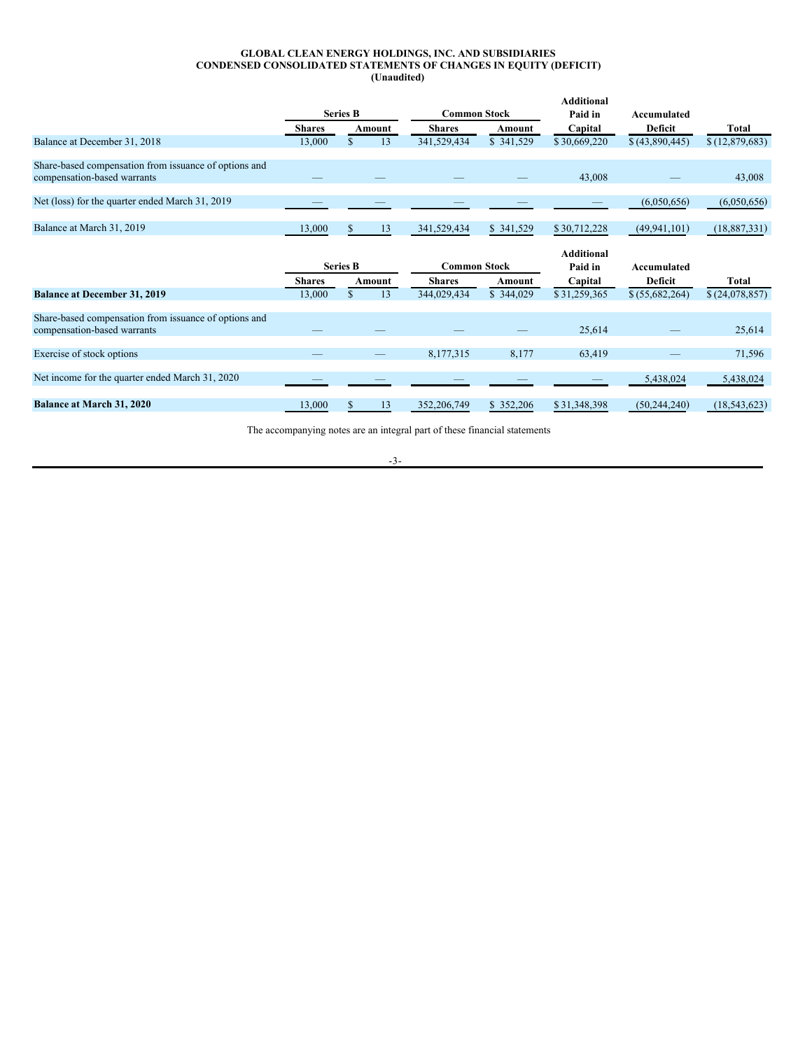**GLOBAL CLEAN ENERGY HOLDINGS, INC. AND SUBSIDIARIES**
**CONDENSED CONSOLIDATED STATEMENTS OF CHANGES IN EQUITY (DEFICIT)**
**(Unaudited)**

| | Series B | | Common Stock | | Additional Paid in | Accumulated | |
|---|---|---|---|---|---|---|---|
| | Shares | Amount | Shares | Amount | Capital | Deficit | Total |
| Balance at December 31, 2018 | 13,000 | $ 13 | 341,529,434 | $ 341,529 | $ 30,669,220 | $ (43,890,445) | $ (12,879,683) |
| Share-based compensation from issuance of options and compensation-based warrants | — | — | — | — | 43,008 | — | 43,008 |
| Net (loss) for the quarter ended March 31, 2019 | — | — | — | — | — | (6,050,656) | (6,050,656) |
| Balance at March 31, 2019 | 13,000 | $ 13 | 341,529,434 | $ 341,529 | $ 30,712,228 | (49,941,101) | (18,887,331) |

| | Series B | | Common Stock | | Additional Paid in | Accumulated | |
|---|---|---|---|---|---|---|---|
| | Shares | Amount | Shares | Amount | Capital | Deficit | Total |
| **Balance at December 31, 2019** | 13,000 | $ 13 | 344,029,434 | $ 344,029 | $ 31,259,365 | $ (55,682,264) | $ (24,078,857) |
| Share-based compensation from issuance of options and compensation-based warrants | — | — | — | — | 25,614 | — | 25,614 |
| Exercise of stock options | — | — | 8,177,315 | 8,177 | 63,419 | — | 71,596 |
| Net income for the quarter ended March 31, 2020 | — | — | — | — | — | 5,438,024 | 5,438,024 |
| **Balance at March 31, 2020** | 13,000 | $ 13 | 352,206,749 | $ 352,206 | $ 31,348,398 | (50,244,240) | (18,543,623) |

The accompanying notes are an integral part of these financial statements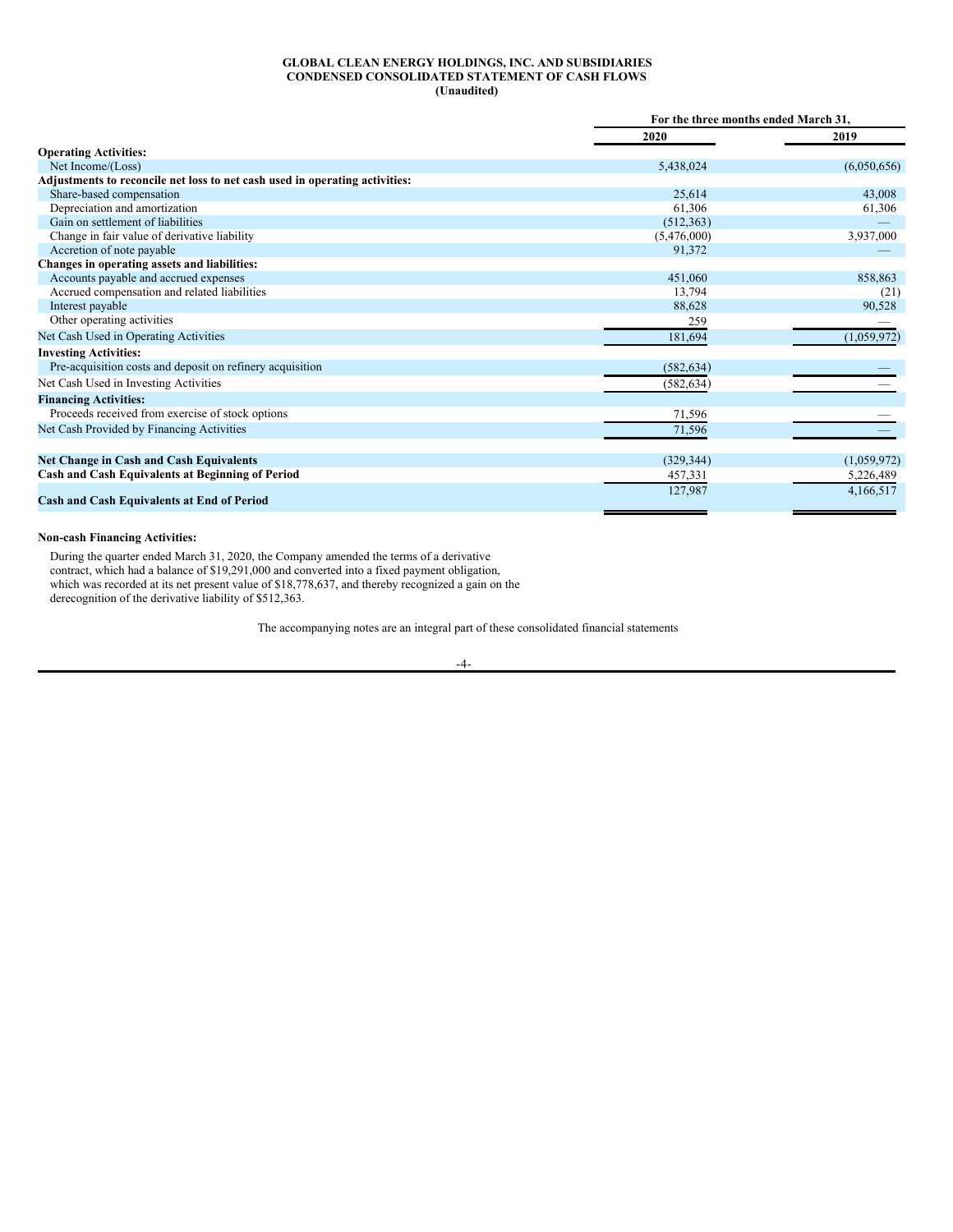**GLOBAL CLEAN ENERGY HOLDINGS, INC. AND SUBSIDIARIES**
**CONDENSED CONSOLIDATED STATEMENT OF CASH FLOWS**
**(Unaudited)**

| | For the three months ended March 31, | |
|---|---|---|
| | **2020** | **2019** |
| **Operating Activities:** | | |
| Net Income/(Loss) | 5,438,024 | (6,050,656) |
| **Adjustments to reconcile net loss to net cash used in operating activities:** | | |
| Share-based compensation | 25,614 | 43,008 |
| Depreciation and amortization | 61,306 | 61,306 |
| Gain on settlement of liabilities | (512,363) | — |
| Change in fair value of derivative liability | (5,476,000) | 3,937,000 |
| Accretion of note payable | 91,372 | — |
| **Changes in operating assets and liabilities:** | | |
| Accounts payable and accrued expenses | 451,060 | 858,863 |
| Accrued compensation and related liabilities | 13,794 | (21) |
| Interest payable | 88,628 | 90,528 |
| Other operating activities | 259 | — |
| Net Cash Used in Operating Activities | 181,694 | (1,059,972) |
| **Investing Activities:** | | |
| Pre-acquisition costs and deposit on refinery acquisition | (582,634) | — |
| Net Cash Used in Investing Activities | (582,634) | — |
| **Financing Activities:** | | |
| Proceeds received from exercise of stock options | 71,596 | — |
| Net Cash Provided by Financing Activities | 71,596 | — |
| **Net Change in Cash and Cash Equivalents** | (329,344) | (1,059,972) |
| **Cash and Cash Equivalents at Beginning of Period** | 457,331 | 5,226,489 |
| **Cash and Cash Equivalents at End of Period** | 127,987 | 4,166,517 |

**Non-cash Financing Activities:**

During the quarter ended March 31, 2020, the Company amended the terms of a derivative contract, which had a balance of $19,291,000 and converted into a fixed payment obligation, which was recorded at its net present value of $18,778,637, and thereby recognized a gain on the derecognition of the derivative liability of $512,363.

The accompanying notes are an integral part of these consolidated financial statements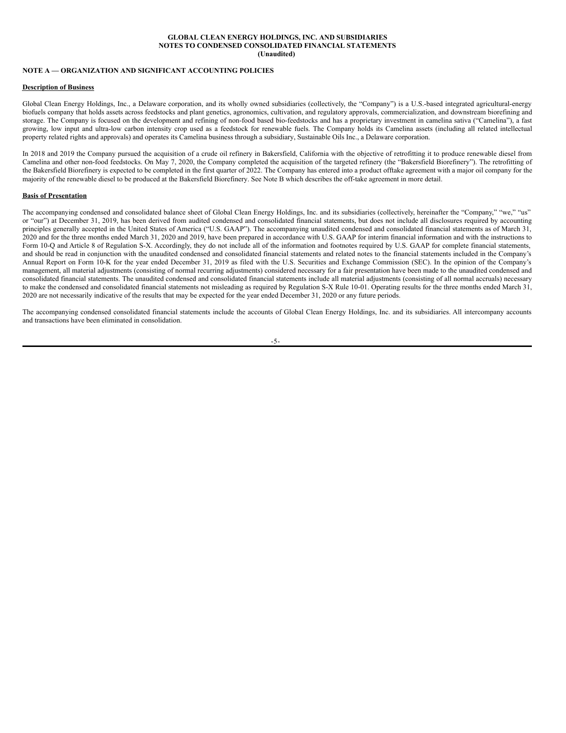**GLOBAL CLEAN ENERGY HOLDINGS, INC. AND SUBSIDIARIES**
**NOTES TO CONDENSED CONSOLIDATED FINANCIAL STATEMENTS**
**(Unaudited)**

## NOTE A — ORGANIZATION AND SIGNIFICANT ACCOUNTING POLICIES

### Description of Business

Global Clean Energy Holdings, Inc., a Delaware corporation, and its wholly owned subsidiaries (collectively, the "Company") is a U.S.-based integrated agricultural-energy biofuels company that holds assets across feedstocks and plant genetics, agronomics, cultivation, and regulatory approvals, commercialization, and downstream biorefining and storage. The Company is focused on the development and refining of non-food based bio-feedstocks and has a proprietary investment in camelina sativa ("Camelina"), a fast growing, low input and ultra-low carbon intensity crop used as a feedstock for renewable fuels. The Company holds its Camelina assets (including all related intellectual property related rights and approvals) and operates its Camelina business through a subsidiary, Sustainable Oils Inc., a Delaware corporation.

In 2018 and 2019 the Company pursued the acquisition of a crude oil refinery in Bakersfield, California with the objective of retrofitting it to produce renewable diesel from Camelina and other non-food feedstocks. On May 7, 2020, the Company completed the acquisition of the targeted refinery (the "Bakersfield Biorefinery"). The retrofitting of the Bakersfield Biorefinery is expected to be completed in the first quarter of 2022. The Company has entered into a product offtake agreement with a major oil company for the majority of the renewable diesel to be produced at the Bakersfield Biorefinery. See Note B which describes the off-take agreement in more detail.

### Basis of Presentation

The accompanying condensed and consolidated balance sheet of Global Clean Energy Holdings, Inc. and its subsidiaries (collectively, hereinafter the "Company," "we," "us" or "our") at December 31, 2019, has been derived from audited condensed and consolidated financial statements, but does not include all disclosures required by accounting principles generally accepted in the United States of America ("U.S. GAAP"). The accompanying unaudited condensed and consolidated financial statements as of March 31, 2020 and for the three months ended March 31, 2020 and 2019, have been prepared in accordance with U.S. GAAP for interim financial information and with the instructions to Form 10-Q and Article 8 of Regulation S-X. Accordingly, they do not include all of the information and footnotes required by U.S. GAAP for complete financial statements, and should be read in conjunction with the unaudited condensed and consolidated financial statements and related notes to the financial statements included in the Company's Annual Report on Form 10-K for the year ended December 31, 2019 as filed with the U.S. Securities and Exchange Commission (SEC). In the opinion of the Company's management, all material adjustments (consisting of normal recurring adjustments) considered necessary for a fair presentation have been made to the unaudited condensed and consolidated financial statements. The unaudited condensed and consolidated financial statements include all material adjustments (consisting of all normal accruals) necessary to make the condensed and consolidated financial statements not misleading as required by Regulation S-X Rule 10-01. Operating results for the three months ended March 31, 2020 are not necessarily indicative of the results that may be expected for the year ended December 31, 2020 or any future periods.

The accompanying condensed consolidated financial statements include the accounts of Global Clean Energy Holdings, Inc. and its subsidiaries. All intercompany accounts and transactions have been eliminated in consolidation.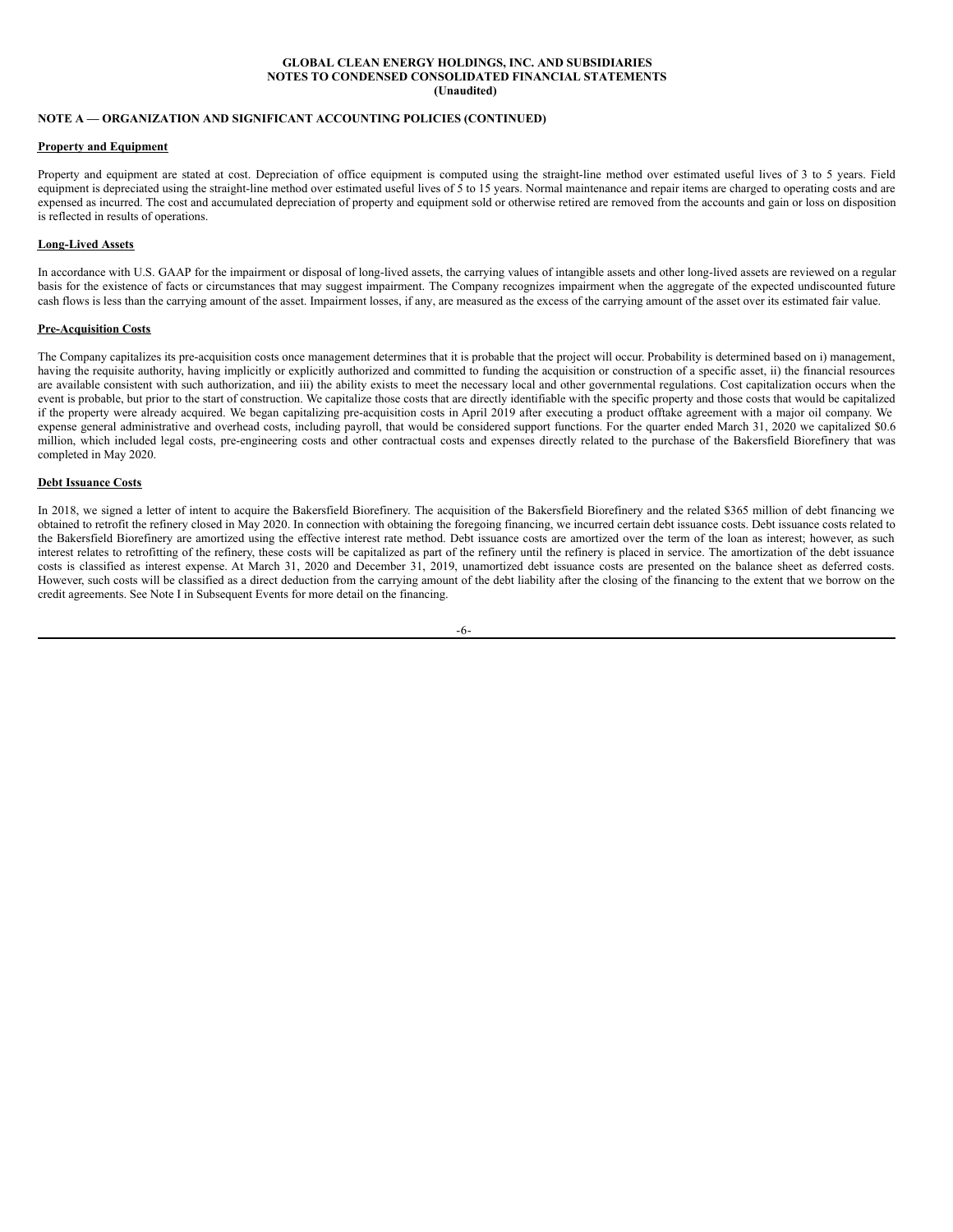## NOTE A — ORGANIZATION AND SIGNIFICANT ACCOUNTING POLICIES (CONTINUED)

### Property and Equipment

Property and equipment are stated at cost. Depreciation of office equipment is computed using the straight-line method over estimated useful lives of 3 to 5 years. Field equipment is depreciated using the straight-line method over estimated useful lives of 5 to 15 years. Normal maintenance and repair items are charged to operating costs and are expensed as incurred. The cost and accumulated depreciation of property and equipment sold or otherwise retired are removed from the accounts and gain or loss on disposition is reflected in results of operations.

### Long-Lived Assets

In accordance with U.S. GAAP for the impairment or disposal of long-lived assets, the carrying values of intangible assets and other long-lived assets are reviewed on a regular basis for the existence of facts or circumstances that may suggest impairment. The Company recognizes impairment when the aggregate of the expected undiscounted future cash flows is less than the carrying amount of the asset. Impairment losses, if any, are measured as the excess of the carrying amount of the asset over its estimated fair value.

### Pre-Acquisition Costs

The Company capitalizes its pre-acquisition costs once management determines that it is probable that the project will occur. Probability is determined based on i) management, having the requisite authority, having implicitly or explicitly authorized and committed to funding the acquisition or construction of a specific asset, ii) the financial resources are available consistent with such authorization, and iii) the ability exists to meet the necessary local and other governmental regulations. Cost capitalization occurs when the event is probable, but prior to the start of construction. We capitalize those costs that are directly identifiable with the specific property and those costs that would be capitalized if the property were already acquired. We began capitalizing pre-acquisition costs in April 2019 after executing a product offtake agreement with a major oil company. We expense general administrative and overhead costs, including payroll, that would be considered support functions. For the quarter ended March 31, 2020 we capitalized $0.6 million, which included legal costs, pre-engineering costs and other contractual costs and expenses directly related to the purchase of the Bakersfield Biorefinery that was completed in May 2020.

### Debt Issuance Costs

In 2018, we signed a letter of intent to acquire the Bakersfield Biorefinery. The acquisition of the Bakersfield Biorefinery and the related $365 million of debt financing we obtained to retrofit the refinery closed in May 2020. In connection with obtaining the foregoing financing, we incurred certain debt issuance costs. Debt issuance costs related to the Bakersfield Biorefinery are amortized using the effective interest rate method. Debt issuance costs are amortized over the term of the loan as interest; however, as such interest relates to retrofitting of the refinery, these costs will be capitalized as part of the refinery until the refinery is placed in service. The amortization of the debt issuance costs is classified as interest expense. At March 31, 2020 and December 31, 2019, unamortized debt issuance costs are presented on the balance sheet as deferred costs. However, such costs will be classified as a direct deduction from the carrying amount of the debt liability after the closing of the financing to the extent that we borrow on the credit agreements. See Note I in Subsequent Events for more detail on the financing.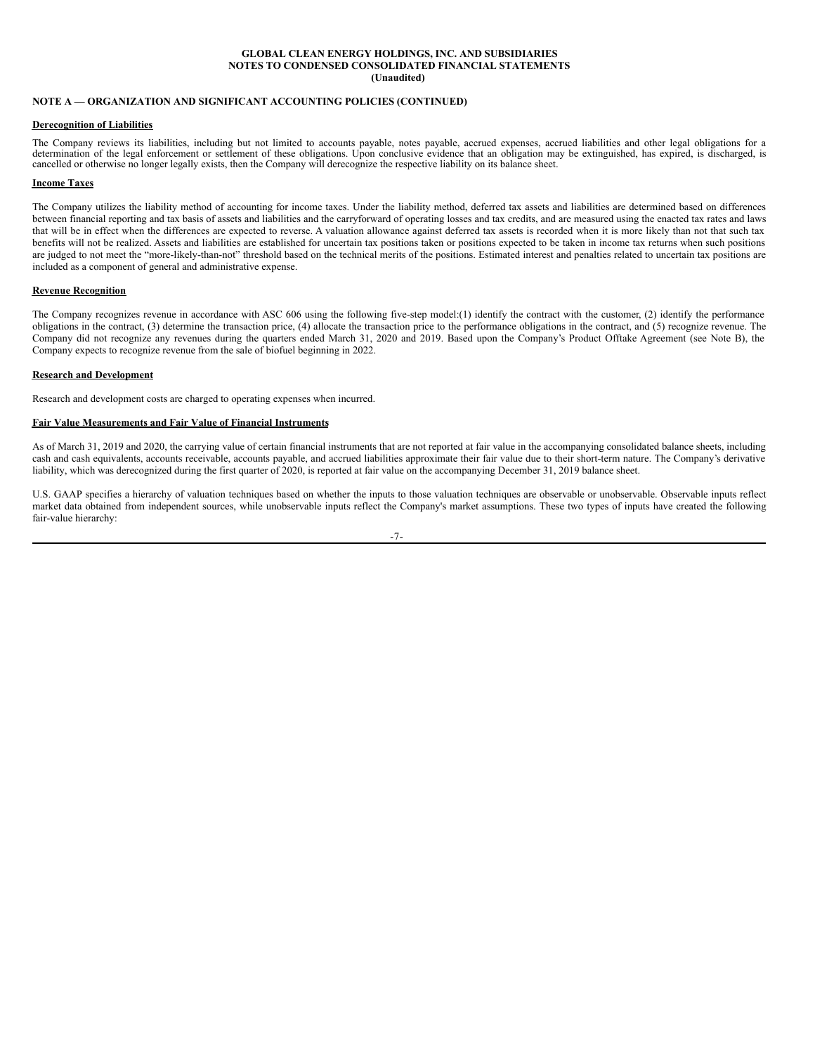**NOTE A — ORGANIZATION AND SIGNIFICANT ACCOUNTING POLICIES (CONTINUED)**

**Derecognition of Liabilities**

The Company reviews its liabilities, including but not limited to accounts payable, notes payable, accrued expenses, accrued liabilities and other legal obligations for a determination of the legal enforcement or settlement of these obligations. Upon conclusive evidence that an obligation may be extinguished, has expired, is discharged, is cancelled or otherwise no longer legally exists, then the Company will derecognize the respective liability on its balance sheet.

**Income Taxes**

The Company utilizes the liability method of accounting for income taxes. Under the liability method, deferred tax assets and liabilities are determined based on differences between financial reporting and tax basis of assets and liabilities and the carryforward of operating losses and tax credits, and are measured using the enacted tax rates and laws that will be in effect when the differences are expected to reverse. A valuation allowance against deferred tax assets is recorded when it is more likely than not that such tax benefits will not be realized. Assets and liabilities are established for uncertain tax positions taken or positions expected to be taken in income tax returns when such positions are judged to not meet the "more-likely-than-not" threshold based on the technical merits of the positions. Estimated interest and penalties related to uncertain tax positions are included as a component of general and administrative expense.

**Revenue Recognition**

The Company recognizes revenue in accordance with ASC 606 using the following five-step model:(1) identify the contract with the customer, (2) identify the performance obligations in the contract, (3) determine the transaction price, (4) allocate the transaction price to the performance obligations in the contract, and (5) recognize revenue. The Company did not recognize any revenues during the quarters ended March 31, 2020 and 2019. Based upon the Company's Product Offtake Agreement (see Note B), the Company expects to recognize revenue from the sale of biofuel beginning in 2022.

**Research and Development**

Research and development costs are charged to operating expenses when incurred.

**Fair Value Measurements and Fair Value of Financial Instruments**

As of March 31, 2019 and 2020, the carrying value of certain financial instruments that are not reported at fair value in the accompanying consolidated balance sheets, including cash and cash equivalents, accounts receivable, accounts payable, and accrued liabilities approximate their fair value due to their short-term nature. The Company's derivative liability, which was derecognized during the first quarter of 2020, is reported at fair value on the accompanying December 31, 2019 balance sheet.

U.S. GAAP specifies a hierarchy of valuation techniques based on whether the inputs to those valuation techniques are observable or unobservable. Observable inputs reflect market data obtained from independent sources, while unobservable inputs reflect the Company's market assumptions. These two types of inputs have created the following fair-value hierarchy: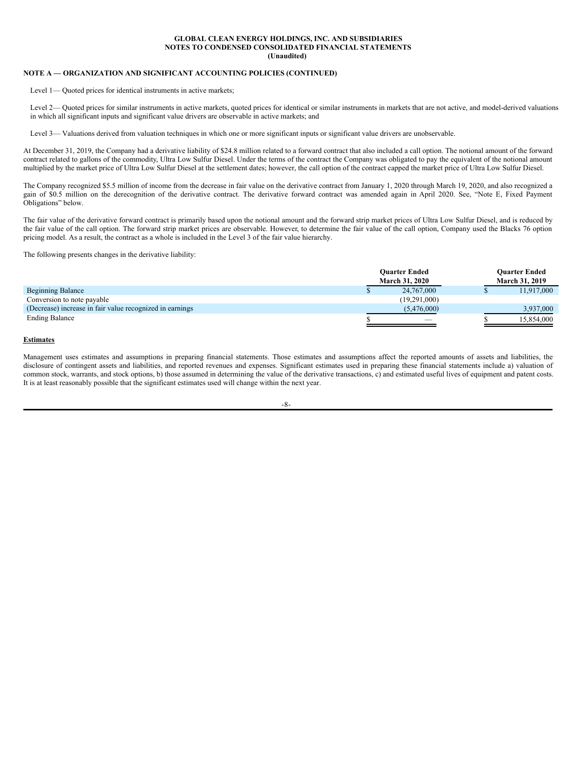**NOTE A — ORGANIZATION AND SIGNIFICANT ACCOUNTING POLICIES (CONTINUED)**

Level 1— Quoted prices for identical instruments in active markets;

Level 2— Quoted prices for similar instruments in active markets, quoted prices for identical or similar instruments in markets that are not active, and model-derived valuations in which all significant inputs and significant value drivers are observable in active markets; and

Level 3— Valuations derived from valuation techniques in which one or more significant inputs or significant value drivers are unobservable.

At December 31, 2019, the Company had a derivative liability of $24.8 million related to a forward contract that also included a call option. The notional amount of the forward contract related to gallons of the commodity, Ultra Low Sulfur Diesel. Under the terms of the contract the Company was obligated to pay the equivalent of the notional amount multiplied by the market price of Ultra Low Sulfur Diesel at the settlement dates; however, the call option of the contract capped the market price of Ultra Low Sulfur Diesel.

The Company recognized $5.5 million of income from the decrease in fair value on the derivative contract from January 1, 2020 through March 19, 2020, and also recognized a gain of $0.5 million on the derecognition of the derivative contract. The derivative forward contract was amended again in April 2020. See, "Note E, Fixed Payment Obligations" below.

The fair value of the derivative forward contract is primarily based upon the notional amount and the forward strip market prices of Ultra Low Sulfur Diesel, and is reduced by the fair value of the call option. The forward strip market prices are observable. However, to determine the fair value of the call option, Company used the Blacks 76 option pricing model. As a result, the contract as a whole is included in the Level 3 of the fair value hierarchy.

The following presents changes in the derivative liability:

| | Quarter Ended March 31, 2020 | Quarter Ended March 31, 2019 |
|---|---|---|
| Beginning Balance | $ 24,767,000 | $ 11,917,000 |
| Conversion to note payable | (19,291,000) | |
| (Decrease) increase in fair value recognized in earnings | (5,476,000) | 3,937,000 |
| Ending Balance | $ — | $ 15,854,000 |

**Estimates**

Management uses estimates and assumptions in preparing financial statements. Those estimates and assumptions affect the reported amounts of assets and liabilities, the disclosure of contingent assets and liabilities, and reported revenues and expenses. Significant estimates used in preparing these financial statements include a) valuation of common stock, warrants, and stock options, b) those assumed in determining the value of the derivative transactions, c) and estimated useful lives of equipment and patent costs. It is at least reasonably possible that the significant estimates used will change within the next year.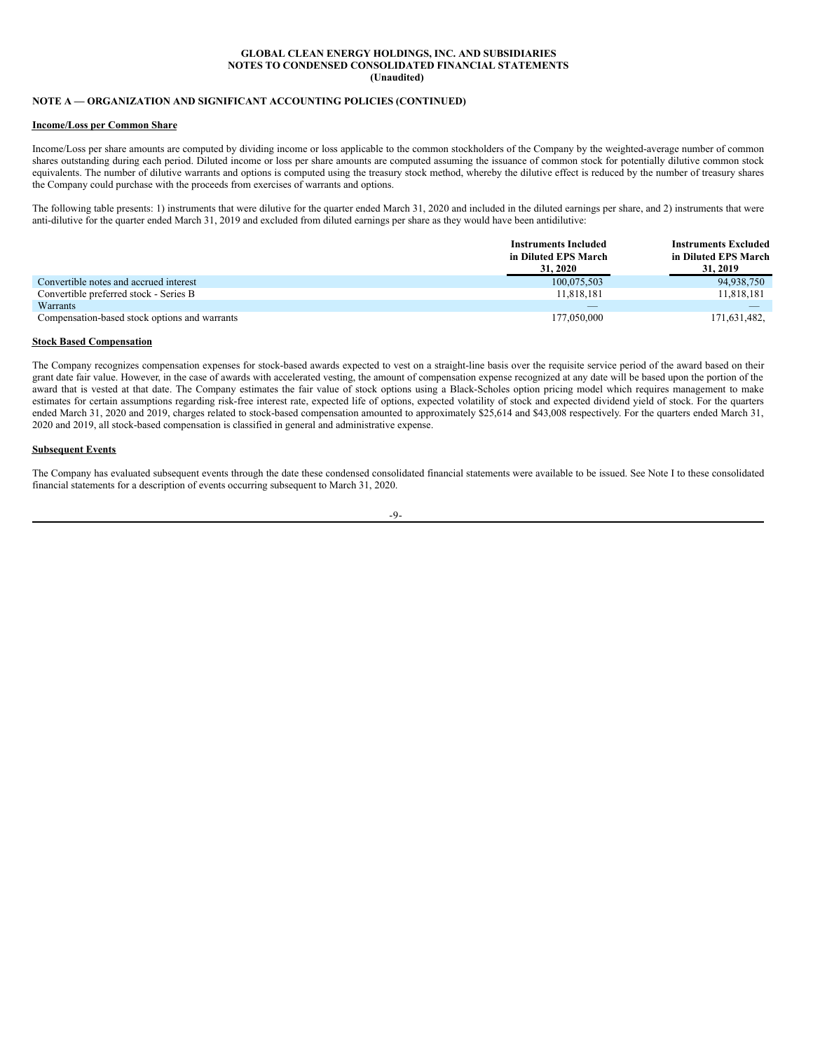**GLOBAL CLEAN ENERGY HOLDINGS, INC. AND SUBSIDIARIES**
**NOTES TO CONDENSED CONSOLIDATED FINANCIAL STATEMENTS**
**(Unaudited)**

**NOTE A — ORGANIZATION AND SIGNIFICANT ACCOUNTING POLICIES (CONTINUED)**

**Income/Loss per Common Share**

Income/Loss per share amounts are computed by dividing income or loss applicable to the common stockholders of the Company by the weighted-average number of common shares outstanding during each period. Diluted income or loss per share amounts are computed assuming the issuance of common stock for potentially dilutive common stock equivalents. The number of dilutive warrants and options is computed using the treasury stock method, whereby the dilutive effect is reduced by the number of treasury shares the Company could purchase with the proceeds from exercises of warrants and options.

The following table presents: 1) instruments that were dilutive for the quarter ended March 31, 2020 and included in the diluted earnings per share, and 2) instruments that were anti-dilutive for the quarter ended March 31, 2019 and excluded from diluted earnings per share as they would have been antidilutive:

| | Instruments Included in Diluted EPS March 31, 2020 | Instruments Excluded in Diluted EPS March 31, 2019 |
|---|---|---|
| Convertible notes and accrued interest | 100,075,503 | 94,938,750 |
| Convertible preferred stock - Series B | 11,818,181 | 11,818,181 |
| Warrants | — | — |
| Compensation-based stock options and warrants | 177,050,000 | 171,631,482, |

**Stock Based Compensation**

The Company recognizes compensation expenses for stock-based awards expected to vest on a straight-line basis over the requisite service period of the award based on their grant date fair value. However, in the case of awards with accelerated vesting, the amount of compensation expense recognized at any date will be based upon the portion of the award that is vested at that date. The Company estimates the fair value of stock options using a Black-Scholes option pricing model which requires management to make estimates for certain assumptions regarding risk-free interest rate, expected life of options, expected volatility of stock and expected dividend yield of stock. For the quarters ended March 31, 2020 and 2019, charges related to stock-based compensation amounted to approximately $25,614 and $43,008 respectively. For the quarters ended March 31, 2020 and 2019, all stock-based compensation is classified in general and administrative expense.

**Subsequent Events**

The Company has evaluated subsequent events through the date these condensed consolidated financial statements were available to be issued. See Note I to these consolidated financial statements for a description of events occurring subsequent to March 31, 2020.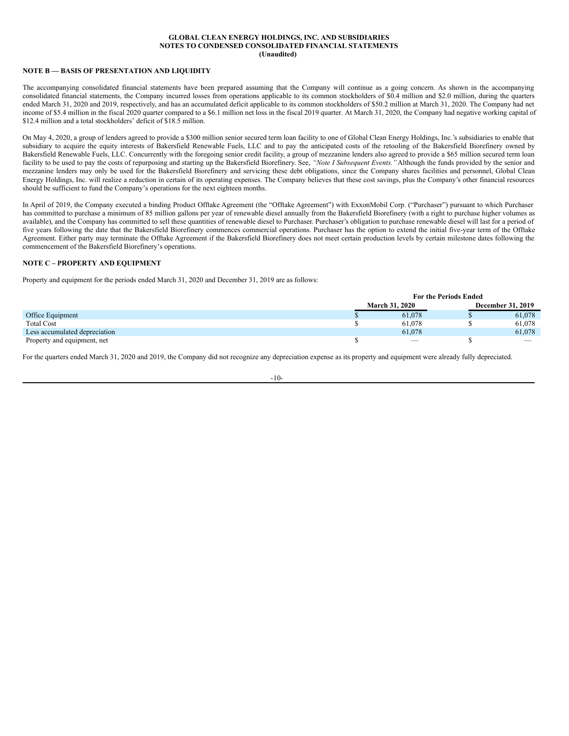GLOBAL CLEAN ENERGY HOLDINGS, INC. AND SUBSIDIARIES
NOTES TO CONDENSED CONSOLIDATED FINANCIAL STATEMENTS
(Unaudited)

### NOTE B — BASIS OF PRESENTATION AND LIQUIDITY

The accompanying consolidated financial statements have been prepared assuming that the Company will continue as a going concern. As shown in the accompanying consolidated financial statements, the Company incurred losses from operations applicable to its common stockholders of $0.4 million and $2.0 million, during the quarters ended March 31, 2020 and 2019, respectively, and has an accumulated deficit applicable to its common stockholders of $50.2 million at March 31, 2020. The Company had net income of $5.4 million in the fiscal 2020 quarter compared to a $6.1 million net loss in the fiscal 2019 quarter. At March 31, 2020, the Company had negative working capital of $12.4 million and a total stockholders' deficit of $18.5 million.

On May 4, 2020, a group of lenders agreed to provide a $300 million senior secured term loan facility to one of Global Clean Energy Holdings, Inc.'s subsidiaries to enable that subsidiary to acquire the equity interests of Bakersfield Renewable Fuels, LLC and to pay the anticipated costs of the retooling of the Bakersfield Biorefinery owned by Bakersfield Renewable Fuels, LLC. Concurrently with the foregoing senior credit facility, a group of mezzanine lenders also agreed to provide a $65 million secured term loan facility to be used to pay the costs of repurposing and starting up the Bakersfield Biorefinery. See, *"Note I Subsequent Events."* Although the funds provided by the senior and mezzanine lenders may only be used for the Bakersfield Biorefinery and servicing these debt obligations, since the Company shares facilities and personnel, Global Clean Energy Holdings, Inc. will realize a reduction in certain of its operating expenses. The Company believes that these cost savings, plus the Company's other financial resources should be sufficient to fund the Company's operations for the next eighteen months.

In April of 2019, the Company executed a binding Product Offtake Agreement (the "Offtake Agreement") with ExxonMobil Corp. ("Purchaser") pursuant to which Purchaser has committed to purchase a minimum of 85 million gallons per year of renewable diesel annually from the Bakersfield Biorefinery (with a right to purchase higher volumes as available), and the Company has committed to sell these quantities of renewable diesel to Purchaser. Purchaser's obligation to purchase renewable diesel will last for a period of five years following the date that the Bakersfield Biorefinery commences commercial operations. Purchaser has the option to extend the initial five-year term of the Offtake Agreement. Either party may terminate the Offtake Agreement if the Bakersfield Biorefinery does not meet certain production levels by certain milestone dates following the commencement of the Bakersfield Biorefinery's operations.

### NOTE C – PROPERTY AND EQUIPMENT

Property and equipment for the periods ended March 31, 2020 and December 31, 2019 are as follows:

| | For the Periods Ended | |
|---|---|---|
| | March 31, 2020 | December 31, 2019 |
| Office Equipment | $ 61,078 | $ 61,078 |
| Total Cost | $ 61,078 | $ 61,078 |
| Less accumulated depreciation | 61,078 | 61,078 |
| Property and equipment, net | $ — | $ — |

For the quarters ended March 31, 2020 and 2019, the Company did not recognize any depreciation expense as its property and equipment were already fully depreciated.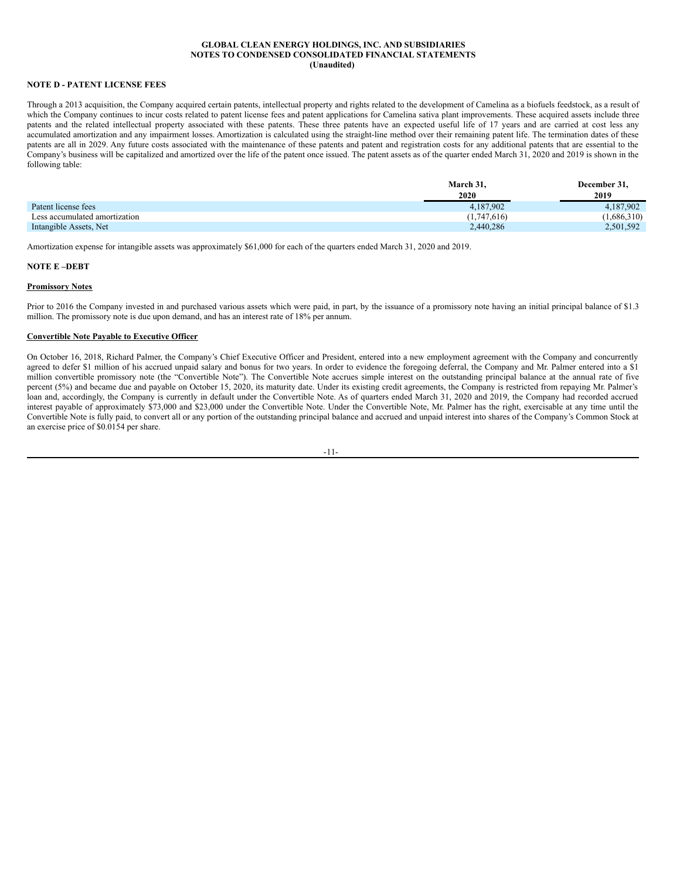**GLOBAL CLEAN ENERGY HOLDINGS, INC. AND SUBSIDIARIES**
**NOTES TO CONDENSED CONSOLIDATED FINANCIAL STATEMENTS**
**(Unaudited)**

**NOTE D - PATENT LICENSE FEES**

Through a 2013 acquisition, the Company acquired certain patents, intellectual property and rights related to the development of Camelina as a biofuels feedstock, as a result of which the Company continues to incur costs related to patent license fees and patent applications for Camelina sativa plant improvements. These acquired assets include three patents and the related intellectual property associated with these patents. These three patents have an expected useful life of 17 years and are carried at cost less any accumulated amortization and any impairment losses. Amortization is calculated using the straight-line method over their remaining patent life. The termination dates of these patents are all in 2029. Any future costs associated with the maintenance of these patents and patent and registration costs for any additional patents that are essential to the Company's business will be capitalized and amortized over the life of the patent once issued. The patent assets as of the quarter ended March 31, 2020 and 2019 is shown in the following table:

| | March 31, 2020 | December 31, 2019 |
|---|---|---|
| Patent license fees | 4,187,902 | 4,187,902 |
| Less accumulated amortization | (1,747,616) | (1,686,310) |
| Intangible Assets, Net | 2,440,286 | 2,501,592 |

Amortization expense for intangible assets was approximately $61,000 for each of the quarters ended March 31, 2020 and 2019.

**NOTE E –DEBT**

**Promissory Notes**

Prior to 2016 the Company invested in and purchased various assets which were paid, in part, by the issuance of a promissory note having an initial principal balance of $1.3 million. The promissory note is due upon demand, and has an interest rate of 18% per annum.

**Convertible Note Payable to Executive Officer**

On October 16, 2018, Richard Palmer, the Company's Chief Executive Officer and President, entered into a new employment agreement with the Company and concurrently agreed to defer $1 million of his accrued unpaid salary and bonus for two years. In order to evidence the foregoing deferral, the Company and Mr. Palmer entered into a $1 million convertible promissory note (the "Convertible Note"). The Convertible Note accrues simple interest on the outstanding principal balance at the annual rate of five percent (5%) and became due and payable on October 15, 2020, its maturity date. Under its existing credit agreements, the Company is restricted from repaying Mr. Palmer's loan and, accordingly, the Company is currently in default under the Convertible Note. As of quarters ended March 31, 2020 and 2019, the Company had recorded accrued interest payable of approximately $73,000 and $23,000 under the Convertible Note. Under the Convertible Note, Mr. Palmer has the right, exercisable at any time until the Convertible Note is fully paid, to convert all or any portion of the outstanding principal balance and accrued and unpaid interest into shares of the Company's Common Stock at an exercise price of $0.0154 per share.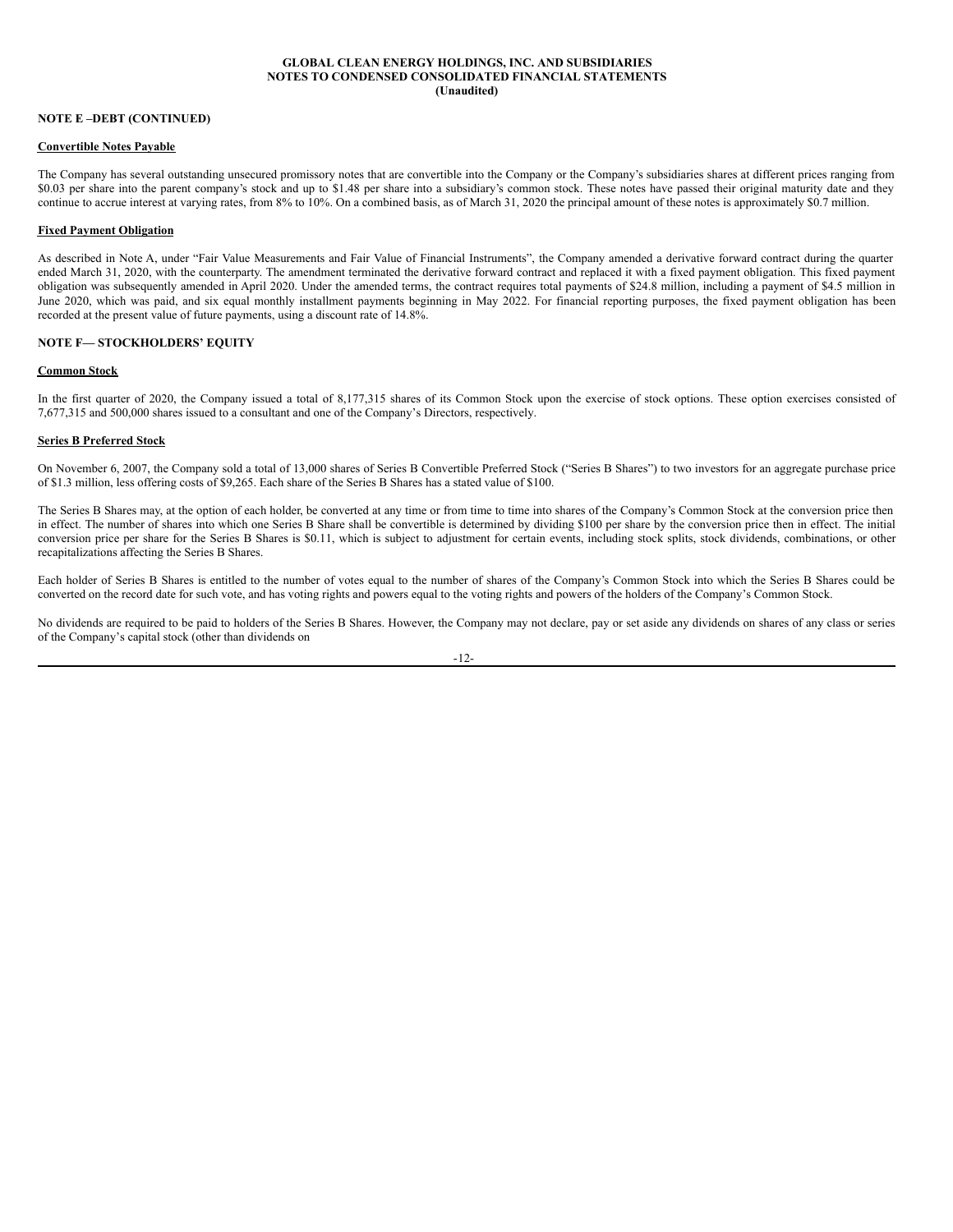**NOTE E –DEBT (CONTINUED)**

**Convertible Notes Payable**

The Company has several outstanding unsecured promissory notes that are convertible into the Company or the Company's subsidiaries shares at different prices ranging from \$0.03 per share into the parent company's stock and up to \$1.48 per share into a subsidiary's common stock. These notes have passed their original maturity date and they continue to accrue interest at varying rates, from 8% to 10%. On a combined basis, as of March 31, 2020 the principal amount of these notes is approximately \$0.7 million.

**Fixed Payment Obligation**

As described in Note A, under "Fair Value Measurements and Fair Value of Financial Instruments", the Company amended a derivative forward contract during the quarter ended March 31, 2020, with the counterparty. The amendment terminated the derivative forward contract and replaced it with a fixed payment obligation. This fixed payment obligation was subsequently amended in April 2020. Under the amended terms, the contract requires total payments of \$24.8 million, including a payment of \$4.5 million in June 2020, which was paid, and six equal monthly installment payments beginning in May 2022. For financial reporting purposes, the fixed payment obligation has been recorded at the present value of future payments, using a discount rate of 14.8%.

**NOTE F— STOCKHOLDERS' EQUITY**

**Common Stock**

In the first quarter of 2020, the Company issued a total of 8,177,315 shares of its Common Stock upon the exercise of stock options. These option exercises consisted of 7,677,315 and 500,000 shares issued to a consultant and one of the Company's Directors, respectively.

**Series B Preferred Stock**

On November 6, 2007, the Company sold a total of 13,000 shares of Series B Convertible Preferred Stock ("Series B Shares") to two investors for an aggregate purchase price of \$1.3 million, less offering costs of \$9,265. Each share of the Series B Shares has a stated value of \$100.

The Series B Shares may, at the option of each holder, be converted at any time or from time to time into shares of the Company's Common Stock at the conversion price then in effect. The number of shares into which one Series B Share shall be convertible is determined by dividing \$100 per share by the conversion price then in effect. The initial conversion price per share for the Series B Shares is \$0.11, which is subject to adjustment for certain events, including stock splits, stock dividends, combinations, or other recapitalizations affecting the Series B Shares.

Each holder of Series B Shares is entitled to the number of votes equal to the number of shares of the Company's Common Stock into which the Series B Shares could be converted on the record date for such vote, and has voting rights and powers equal to the voting rights and powers of the holders of the Company's Common Stock.

No dividends are required to be paid to holders of the Series B Shares. However, the Company may not declare, pay or set aside any dividends on shares of any class or series of the Company's capital stock (other than dividends on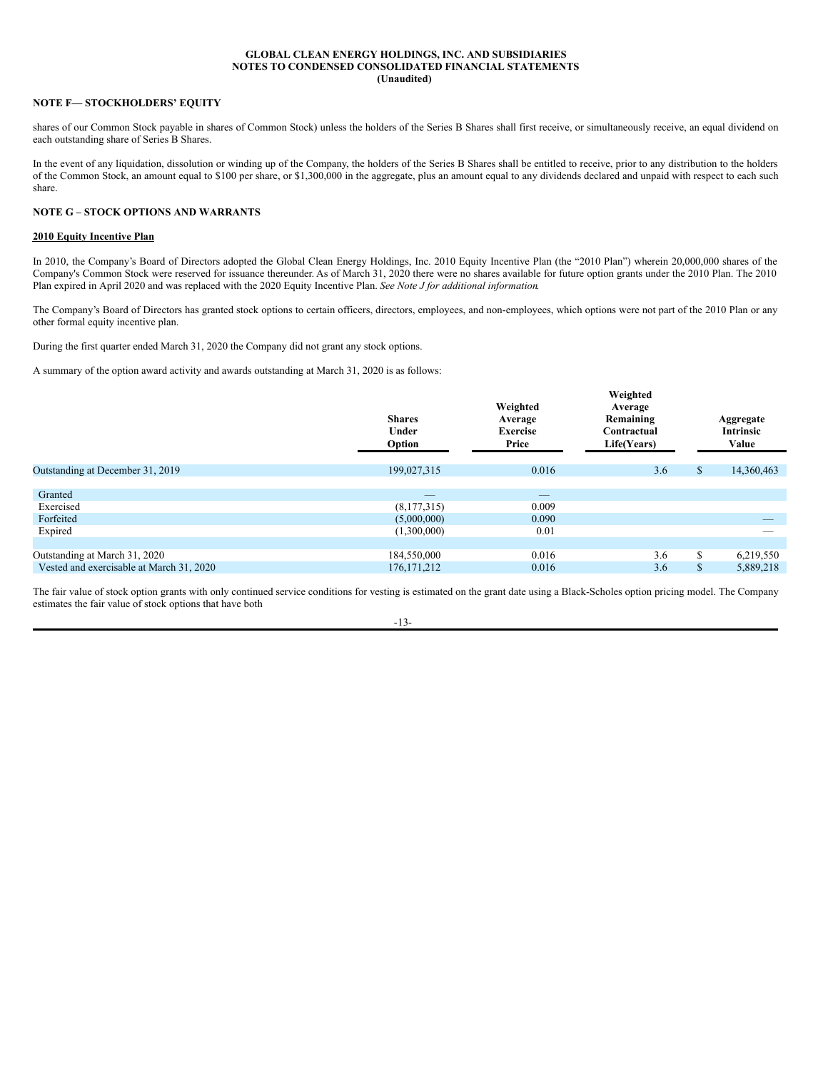**GLOBAL CLEAN ENERGY HOLDINGS, INC. AND SUBSIDIARIES**
**NOTES TO CONDENSED CONSOLIDATED FINANCIAL STATEMENTS**
**(Unaudited)**

**NOTE F— STOCKHOLDERS' EQUITY**

shares of our Common Stock payable in shares of Common Stock) unless the holders of the Series B Shares shall first receive, or simultaneously receive, an equal dividend on each outstanding share of Series B Shares.

In the event of any liquidation, dissolution or winding up of the Company, the holders of the Series B Shares shall be entitled to receive, prior to any distribution to the holders of the Common Stock, an amount equal to $100 per share, or $1,300,000 in the aggregate, plus an amount equal to any dividends declared and unpaid with respect to each such share.

**NOTE G – STOCK OPTIONS AND WARRANTS**

**2010 Equity Incentive Plan**

In 2010, the Company's Board of Directors adopted the Global Clean Energy Holdings, Inc. 2010 Equity Incentive Plan (the "2010 Plan") wherein 20,000,000 shares of the Company's Common Stock were reserved for issuance thereunder. As of March 31, 2020 there were no shares available for future option grants under the 2010 Plan. The 2010 Plan expired in April 2020 and was replaced with the 2020 Equity Incentive Plan. *See Note J for additional information.*

The Company's Board of Directors has granted stock options to certain officers, directors, employees, and non-employees, which options were not part of the 2010 Plan or any other formal equity incentive plan.

During the first quarter ended March 31, 2020 the Company did not grant any stock options.

A summary of the option award activity and awards outstanding at March 31, 2020 is as follows:

| | Shares Under Option | Weighted Average Exercise Price | Weighted Average Remaining Contractual Life(Years) | Aggregate Intrinsic Value |
|---|---|---|---|---|
| Outstanding at December 31, 2019 | 199,027,315 | 0.016 | 3.6 | $ 14,360,463 |
| Granted | — | — | | |
| Exercised | (8,177,315) | 0.009 | | |
| Forfeited | (5,000,000) | 0.090 | | — |
| Expired | (1,300,000) | 0.01 | | — |
| Outstanding at March 31, 2020 | 184,550,000 | 0.016 | 3.6 | $ 6,219,550 |
| Vested and exercisable at March 31, 2020 | 176,171,212 | 0.016 | 3.6 | $ 5,889,218 |

The fair value of stock option grants with only continued service conditions for vesting is estimated on the grant date using a Black-Scholes option pricing model. The Company estimates the fair value of stock options that have both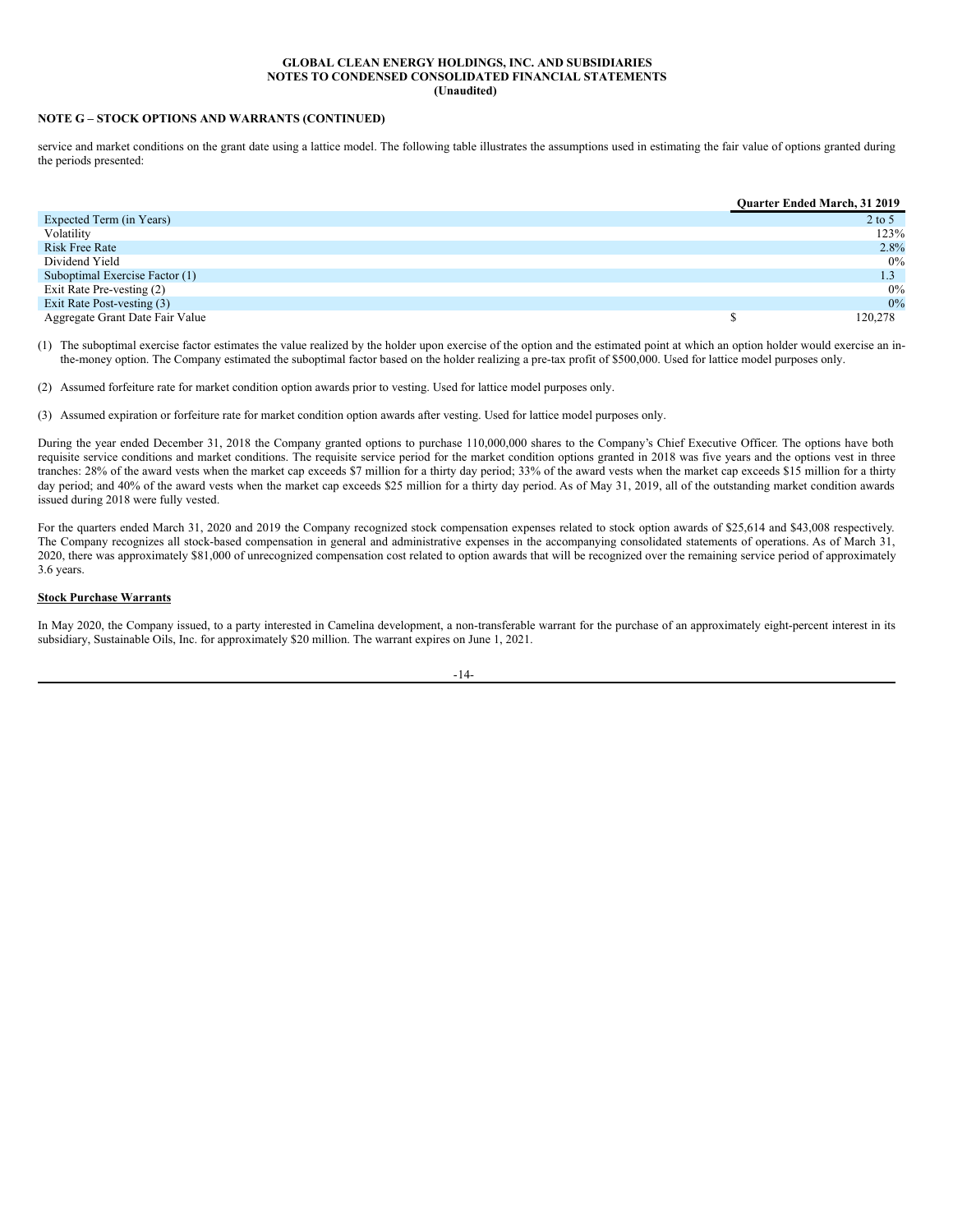## NOTE G – STOCK OPTIONS AND WARRANTS (CONTINUED)

service and market conditions on the grant date using a lattice model. The following table illustrates the assumptions used in estimating the fair value of options granted during the periods presented:

| | Quarter Ended March, 31 2019 |
|---|---|
| Expected Term (in Years) | 2 to 5 |
| Volatility | 123% |
| Risk Free Rate | 2.8% |
| Dividend Yield | 0% |
| Suboptimal Exercise Factor (1) | 1.3 |
| Exit Rate Pre-vesting (2) | 0% |
| Exit Rate Post-vesting (3) | 0% |
| Aggregate Grant Date Fair Value | $ 120,278 |

(1) The suboptimal exercise factor estimates the value realized by the holder upon exercise of the option and the estimated point at which an option holder would exercise an in-the-money option. The Company estimated the suboptimal factor based on the holder realizing a pre-tax profit of $500,000. Used for lattice model purposes only.

(2) Assumed forfeiture rate for market condition option awards prior to vesting. Used for lattice model purposes only.

(3) Assumed expiration or forfeiture rate for market condition option awards after vesting. Used for lattice model purposes only.

During the year ended December 31, 2018 the Company granted options to purchase 110,000,000 shares to the Company's Chief Executive Officer. The options have both requisite service conditions and market conditions. The requisite service period for the market condition options granted in 2018 was five years and the options vest in three tranches: 28% of the award vests when the market cap exceeds $7 million for a thirty day period; 33% of the award vests when the market cap exceeds $15 million for a thirty day period; and 40% of the award vests when the market cap exceeds $25 million for a thirty day period. As of May 31, 2019, all of the outstanding market condition awards issued during 2018 were fully vested.

For the quarters ended March 31, 2020 and 2019 the Company recognized stock compensation expenses related to stock option awards of $25,614 and $43,008 respectively. The Company recognizes all stock-based compensation in general and administrative expenses in the accompanying consolidated statements of operations. As of March 31, 2020, there was approximately $81,000 of unrecognized compensation cost related to option awards that will be recognized over the remaining service period of approximately 3.6 years.

**Stock Purchase Warrants**

In May 2020, the Company issued, to a party interested in Camelina development, a non-transferable warrant for the purchase of an approximately eight-percent interest in its subsidiary, Sustainable Oils, Inc. for approximately $20 million. The warrant expires on June 1, 2021.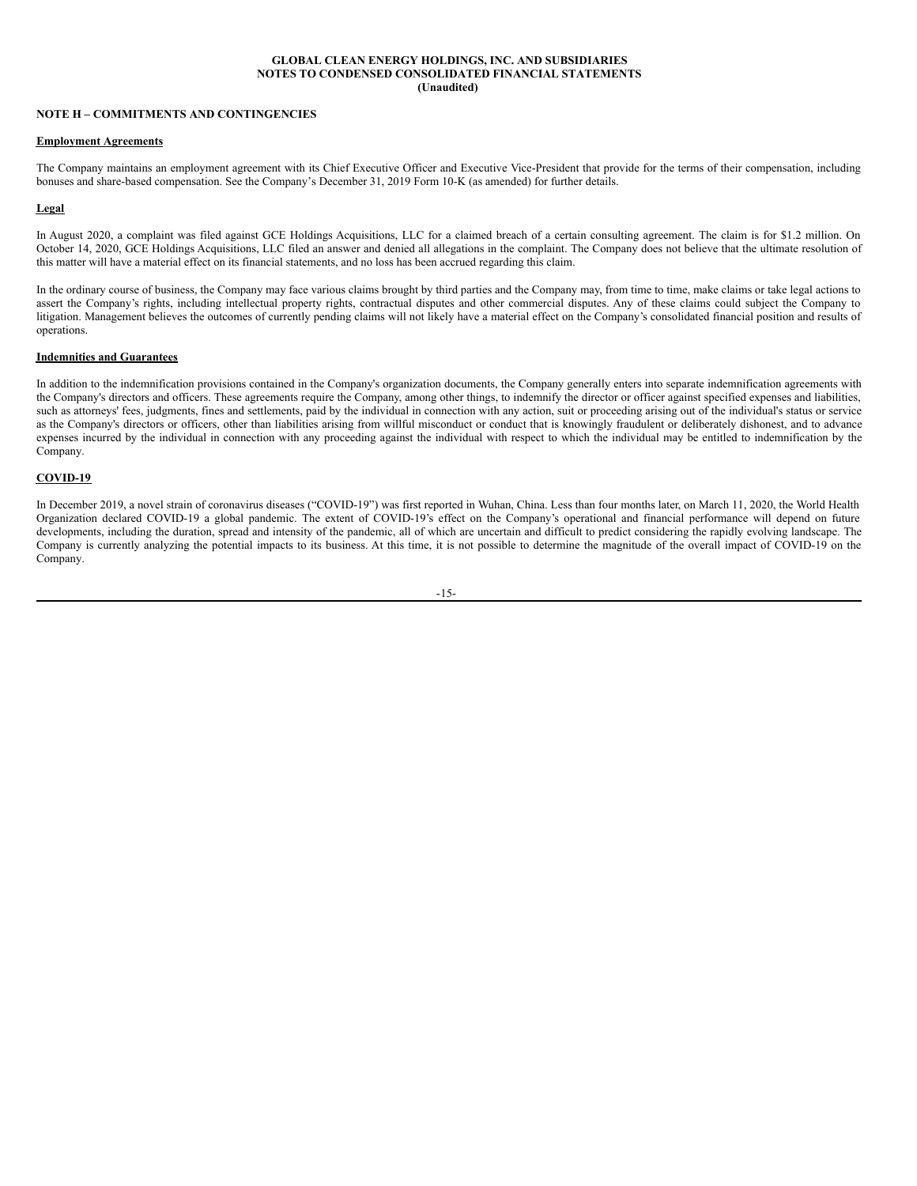## NOTE H – COMMITMENTS AND CONTINGENCIES

**Employment Agreements**

The Company maintains an employment agreement with its Chief Executive Officer and Executive Vice-President that provide for the terms of their compensation, including bonuses and share-based compensation. See the Company's December 31, 2019 Form 10-K (as amended) for further details.

**Legal**

In August 2020, a complaint was filed against GCE Holdings Acquisitions, LLC for a claimed breach of a certain consulting agreement. The claim is for $1.2 million. On October 14, 2020, GCE Holdings Acquisitions, LLC filed an answer and denied all allegations in the complaint. The Company does not believe that the ultimate resolution of this matter will have a material effect on its financial statements, and no loss has been accrued regarding this claim.

In the ordinary course of business, the Company may face various claims brought by third parties and the Company may, from time to time, make claims or take legal actions to assert the Company's rights, including intellectual property rights, contractual disputes and other commercial disputes. Any of these claims could subject the Company to litigation. Management believes the outcomes of currently pending claims will not likely have a material effect on the Company's consolidated financial position and results of operations.

**Indemnities and Guarantees**

In addition to the indemnification provisions contained in the Company's organization documents, the Company generally enters into separate indemnification agreements with the Company's directors and officers. These agreements require the Company, among other things, to indemnify the director or officer against specified expenses and liabilities, such as attorneys' fees, judgments, fines and settlements, paid by the individual in connection with any action, suit or proceeding arising out of the individual's status or service as the Company's directors or officers, other than liabilities arising from willful misconduct or conduct that is knowingly fraudulent or deliberately dishonest, and to advance expenses incurred by the individual in connection with any proceeding against the individual with respect to which the individual may be entitled to indemnification by the Company.

**COVID-19**

In December 2019, a novel strain of coronavirus diseases ("COVID-19") was first reported in Wuhan, China. Less than four months later, on March 11, 2020, the World Health Organization declared COVID-19 a global pandemic. The extent of COVID-19's effect on the Company's operational and financial performance will depend on future developments, including the duration, spread and intensity of the pandemic, all of which are uncertain and difficult to predict considering the rapidly evolving landscape. The Company is currently analyzing the potential impacts to its business. At this time, it is not possible to determine the magnitude of the overall impact of COVID-19 on the Company.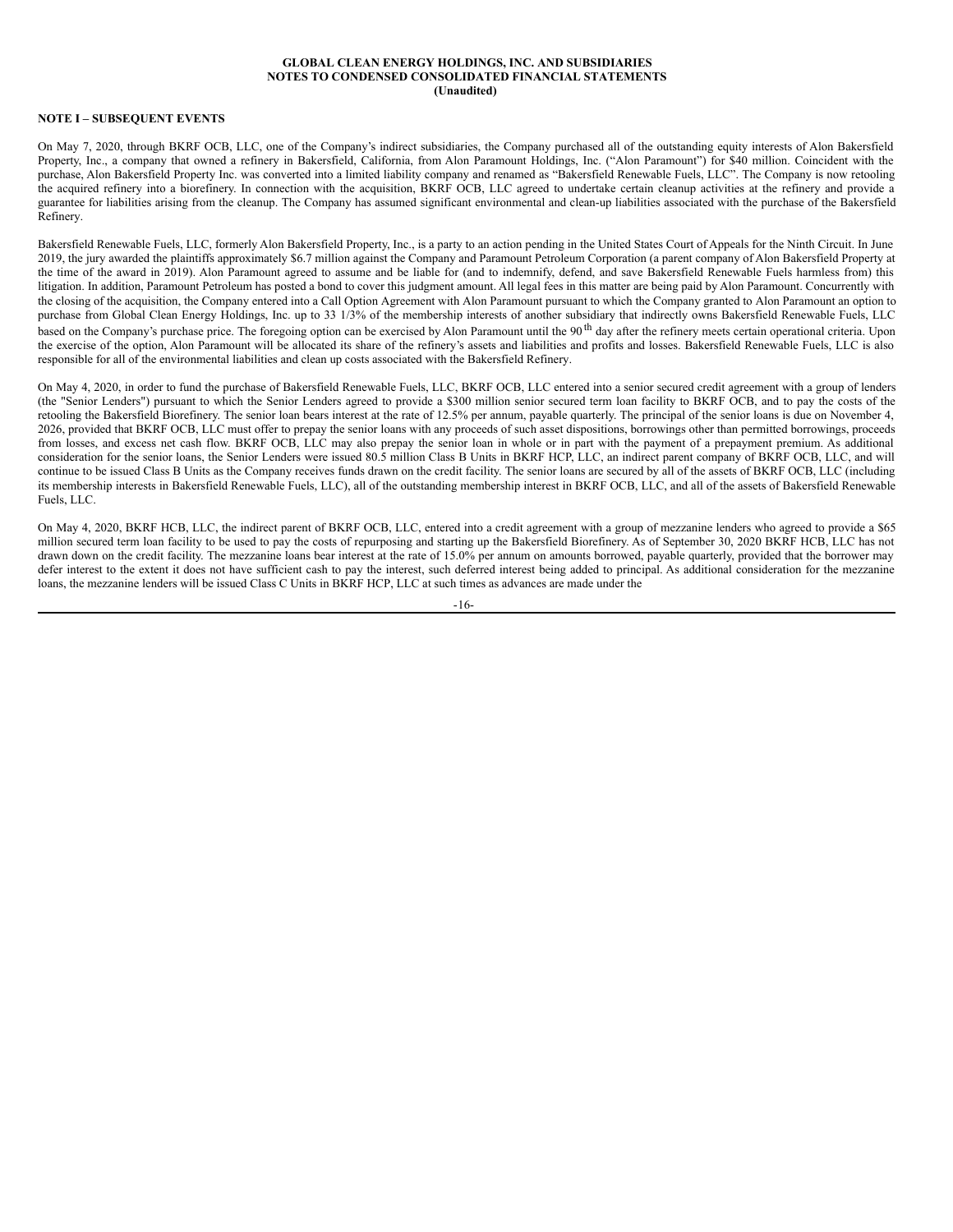## NOTE I – SUBSEQUENT EVENTS

On May 7, 2020, through BKRF OCB, LLC, one of the Company's indirect subsidiaries, the Company purchased all of the outstanding equity interests of Alon Bakersfield Property, Inc., a company that owned a refinery in Bakersfield, California, from Alon Paramount Holdings, Inc. ("Alon Paramount") for $40 million. Coincident with the purchase, Alon Bakersfield Property Inc. was converted into a limited liability company and renamed as "Bakersfield Renewable Fuels, LLC". The Company is now retooling the acquired refinery into a biorefinery. In connection with the acquisition, BKRF OCB, LLC agreed to undertake certain cleanup activities at the refinery and provide a guarantee for liabilities arising from the cleanup. The Company has assumed significant environmental and clean-up liabilities associated with the purchase of the Bakersfield Refinery.

Bakersfield Renewable Fuels, LLC, formerly Alon Bakersfield Property, Inc., is a party to an action pending in the United States Court of Appeals for the Ninth Circuit. In June 2019, the jury awarded the plaintiffs approximately $6.7 million against the Company and Paramount Petroleum Corporation (a parent company of Alon Bakersfield Property at the time of the award in 2019). Alon Paramount agreed to assume and be liable for (and to indemnify, defend, and save Bakersfield Renewable Fuels harmless from) this litigation. In addition, Paramount Petroleum has posted a bond to cover this judgment amount. All legal fees in this matter are being paid by Alon Paramount. Concurrently with the closing of the acquisition, the Company entered into a Call Option Agreement with Alon Paramount pursuant to which the Company granted to Alon Paramount an option to purchase from Global Clean Energy Holdings, Inc. up to 33 1/3% of the membership interests of another subsidiary that indirectly owns Bakersfield Renewable Fuels, LLC based on the Company's purchase price. The foregoing option can be exercised by Alon Paramount until the 90th day after the refinery meets certain operational criteria. Upon the exercise of the option, Alon Paramount will be allocated its share of the refinery's assets and liabilities and profits and losses. Bakersfield Renewable Fuels, LLC is also responsible for all of the environmental liabilities and clean up costs associated with the Bakersfield Refinery.

On May 4, 2020, in order to fund the purchase of Bakersfield Renewable Fuels, LLC, BKRF OCB, LLC entered into a senior secured credit agreement with a group of lenders (the "Senior Lenders") pursuant to which the Senior Lenders agreed to provide a $300 million senior secured term loan facility to BKRF OCB, and to pay the costs of the retooling the Bakersfield Biorefinery. The senior loan bears interest at the rate of 12.5% per annum, payable quarterly. The principal of the senior loans is due on November 4, 2026, provided that BKRF OCB, LLC must offer to prepay the senior loans with any proceeds of such asset dispositions, borrowings other than permitted borrowings, proceeds from losses, and excess net cash flow. BKRF OCB, LLC may also prepay the senior loan in whole or in part with the payment of a prepayment premium. As additional consideration for the senior loans, the Senior Lenders were issued 80.5 million Class B Units in BKRF HCP, LLC, an indirect parent company of BKRF OCB, LLC, and will continue to be issued Class B Units as the Company receives funds drawn on the credit facility. The senior loans are secured by all of the assets of BKRF OCB, LLC (including its membership interests in Bakersfield Renewable Fuels, LLC), all of the outstanding membership interest in BKRF OCB, LLC, and all of the assets of Bakersfield Renewable Fuels, LLC.

On May 4, 2020, BKRF HCB, LLC, the indirect parent of BKRF OCB, LLC, entered into a credit agreement with a group of mezzanine lenders who agreed to provide a $65 million secured term loan facility to be used to pay the costs of repurposing and starting up the Bakersfield Biorefinery. As of September 30, 2020 BKRF HCB, LLC has not drawn down on the credit facility. The mezzanine loans bear interest at the rate of 15.0% per annum on amounts borrowed, payable quarterly, provided that the borrower may defer interest to the extent it does not have sufficient cash to pay the interest, such deferred interest being added to principal. As additional consideration for the mezzanine loans, the mezzanine lenders will be issued Class C Units in BKRF HCP, LLC at such times as advances are made under the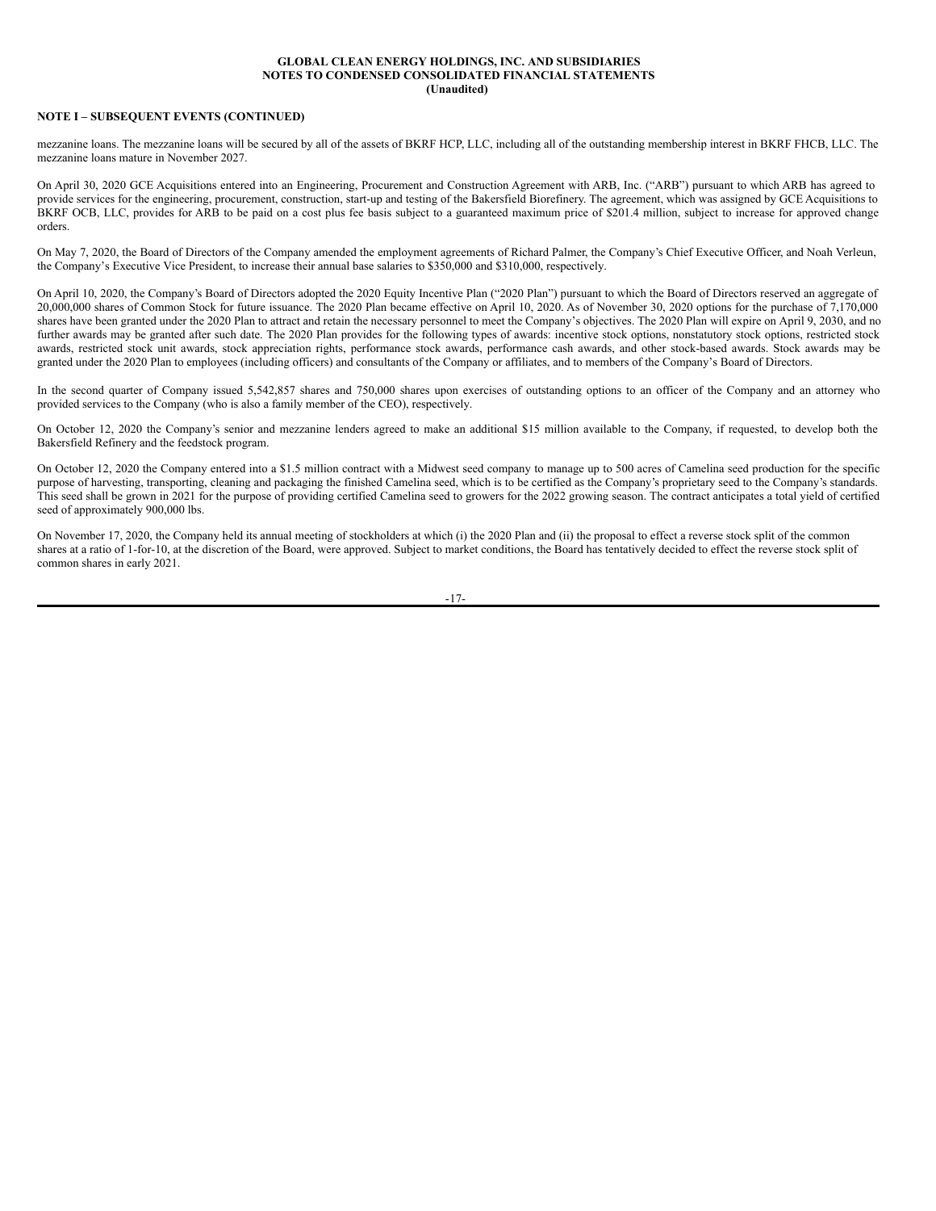## NOTE I – SUBSEQUENT EVENTS (CONTINUED)

mezzanine loans. The mezzanine loans will be secured by all of the assets of BKRF HCP, LLC, including all of the outstanding membership interest in BKRF FHCB, LLC. The mezzanine loans mature in November 2027.

On April 30, 2020 GCE Acquisitions entered into an Engineering, Procurement and Construction Agreement with ARB, Inc. ("ARB") pursuant to which ARB has agreed to provide services for the engineering, procurement, construction, start-up and testing of the Bakersfield Biorefinery. The agreement, which was assigned by GCE Acquisitions to BKRF OCB, LLC, provides for ARB to be paid on a cost plus fee basis subject to a guaranteed maximum price of $201.4 million, subject to increase for approved change orders.

On May 7, 2020, the Board of Directors of the Company amended the employment agreements of Richard Palmer, the Company's Chief Executive Officer, and Noah Verleun, the Company's Executive Vice President, to increase their annual base salaries to $350,000 and $310,000, respectively.

On April 10, 2020, the Company's Board of Directors adopted the 2020 Equity Incentive Plan ("2020 Plan") pursuant to which the Board of Directors reserved an aggregate of 20,000,000 shares of Common Stock for future issuance. The 2020 Plan became effective on April 10, 2020. As of November 30, 2020 options for the purchase of 7,170,000 shares have been granted under the 2020 Plan to attract and retain the necessary personnel to meet the Company's objectives. The 2020 Plan will expire on April 9, 2030, and no further awards may be granted after such date. The 2020 Plan provides for the following types of awards: incentive stock options, nonstatutory stock options, restricted stock awards, restricted stock unit awards, stock appreciation rights, performance stock awards, performance cash awards, and other stock-based awards. Stock awards may be granted under the 2020 Plan to employees (including officers) and consultants of the Company or affiliates, and to members of the Company's Board of Directors.

In the second quarter of Company issued 5,542,857 shares and 750,000 shares upon exercises of outstanding options to an officer of the Company and an attorney who provided services to the Company (who is also a family member of the CEO), respectively.

On October 12, 2020 the Company's senior and mezzanine lenders agreed to make an additional $15 million available to the Company, if requested, to develop both the Bakersfield Refinery and the feedstock program.

On October 12, 2020 the Company entered into a $1.5 million contract with a Midwest seed company to manage up to 500 acres of Camelina seed production for the specific purpose of harvesting, transporting, cleaning and packaging the finished Camelina seed, which is to be certified as the Company's proprietary seed to the Company's standards. This seed shall be grown in 2021 for the purpose of providing certified Camelina seed to growers for the 2022 growing season. The contract anticipates a total yield of certified seed of approximately 900,000 lbs.

On November 17, 2020, the Company held its annual meeting of stockholders at which (i) the 2020 Plan and (ii) the proposal to effect a reverse stock split of the common shares at a ratio of 1-for-10, at the discretion of the Board, were approved. Subject to market conditions, the Board has tentatively decided to effect the reverse stock split of common shares in early 2021.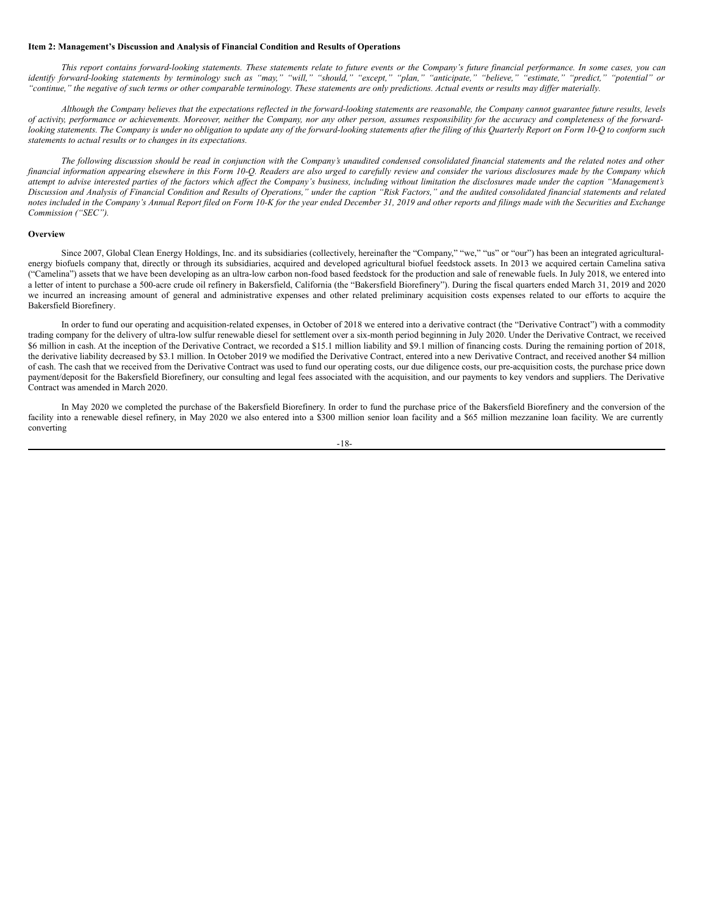**Item 2: Management's Discussion and Analysis of Financial Condition and Results of Operations**

*This report contains forward-looking statements. These statements relate to future events or the Company's future financial performance. In some cases, you can identify forward-looking statements by terminology such as "may," "will," "should," "except," "plan," "anticipate," "believe," "estimate," "predict," "potential" or "continue," the negative of such terms or other comparable terminology. These statements are only predictions. Actual events or results may differ materially.*

*Although the Company believes that the expectations reflected in the forward-looking statements are reasonable, the Company cannot guarantee future results, levels of activity, performance or achievements. Moreover, neither the Company, nor any other person, assumes responsibility for the accuracy and completeness of the forward-looking statements. The Company is under no obligation to update any of the forward-looking statements after the filing of this Quarterly Report on Form 10-Q to conform such statements to actual results or to changes in its expectations.*

*The following discussion should be read in conjunction with the Company's unaudited condensed consolidated financial statements and the related notes and other financial information appearing elsewhere in this Form 10-Q. Readers are also urged to carefully review and consider the various disclosures made by the Company which attempt to advise interested parties of the factors which affect the Company's business, including without limitation the disclosures made under the caption "Management's Discussion and Analysis of Financial Condition and Results of Operations," under the caption "Risk Factors," and the audited consolidated financial statements and related notes included in the Company's Annual Report filed on Form 10-K for the year ended December 31, 2019 and other reports and filings made with the Securities and Exchange Commission ("SEC").*

**Overview**

Since 2007, Global Clean Energy Holdings, Inc. and its subsidiaries (collectively, hereinafter the "Company," "we," "us" or "our") has been an integrated agricultural-energy biofuels company that, directly or through its subsidiaries, acquired and developed agricultural biofuel feedstock assets. In 2013 we acquired certain Camelina sativa ("Camelina") assets that we have been developing as an ultra-low carbon non-food based feedstock for the production and sale of renewable fuels. In July 2018, we entered into a letter of intent to purchase a 500-acre crude oil refinery in Bakersfield, California (the "Bakersfield Biorefinery"). During the fiscal quarters ended March 31, 2019 and 2020 we incurred an increasing amount of general and administrative expenses and other related preliminary acquisition costs expenses related to our efforts to acquire the Bakersfield Biorefinery.

In order to fund our operating and acquisition-related expenses, in October of 2018 we entered into a derivative contract (the "Derivative Contract") with a commodity trading company for the delivery of ultra-low sulfur renewable diesel for settlement over a six-month period beginning in July 2020. Under the Derivative Contract, we received $6 million in cash. At the inception of the Derivative Contract, we recorded a $15.1 million liability and $9.1 million of financing costs. During the remaining portion of 2018, the derivative liability decreased by $3.1 million. In October 2019 we modified the Derivative Contract, entered into a new Derivative Contract, and received another $4 million of cash. The cash that we received from the Derivative Contract was used to fund our operating costs, our due diligence costs, our pre-acquisition costs, the purchase price down payment/deposit for the Bakersfield Biorefinery, our consulting and legal fees associated with the acquisition, and our payments to key vendors and suppliers. The Derivative Contract was amended in March 2020.

In May 2020 we completed the purchase of the Bakersfield Biorefinery. In order to fund the purchase price of the Bakersfield Biorefinery and the conversion of the facility into a renewable diesel refinery, in May 2020 we also entered into a $300 million senior loan facility and a $65 million mezzanine loan facility. We are currently converting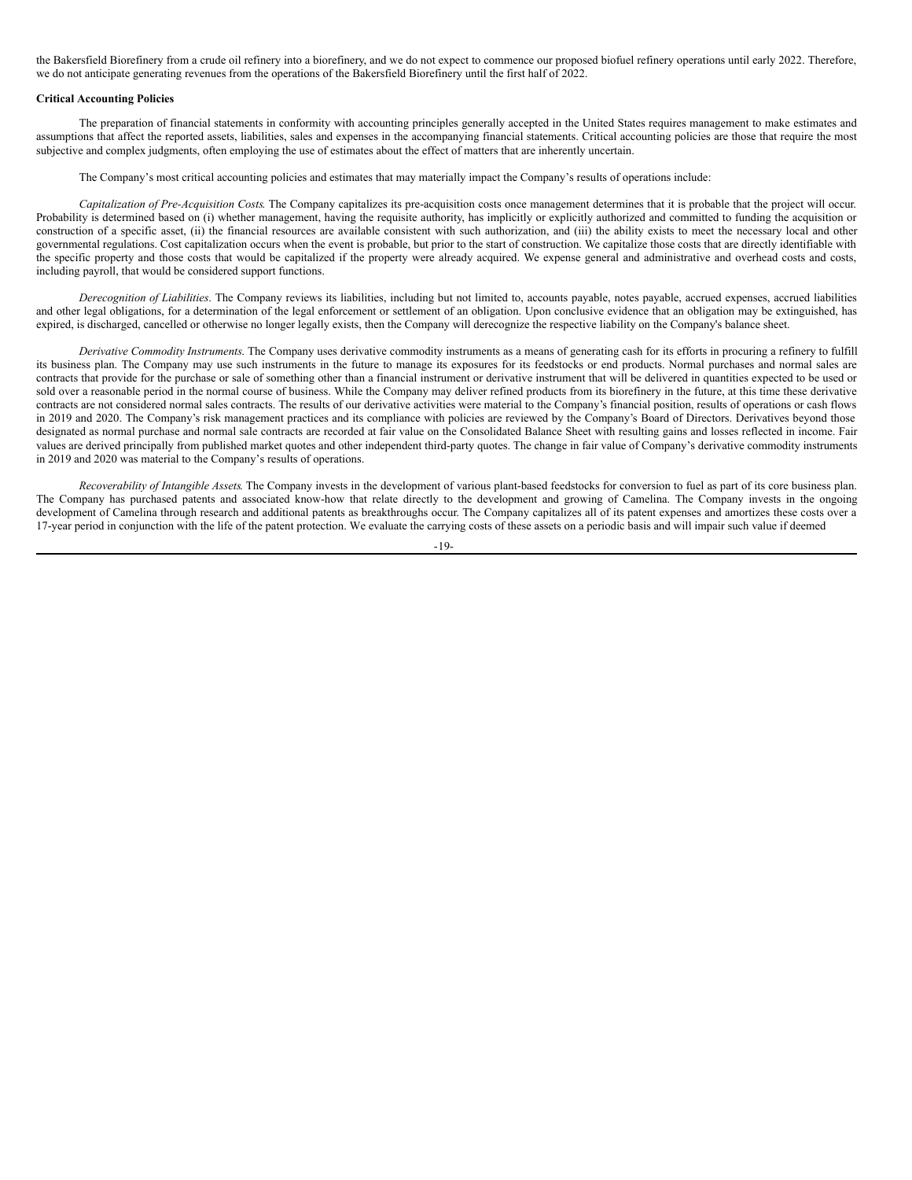the Bakersfield Biorefinery from a crude oil refinery into a biorefinery, and we do not expect to commence our proposed biofuel refinery operations until early 2022. Therefore, we do not anticipate generating revenues from the operations of the Bakersfield Biorefinery until the first half of 2022.

**Critical Accounting Policies**

The preparation of financial statements in conformity with accounting principles generally accepted in the United States requires management to make estimates and assumptions that affect the reported assets, liabilities, sales and expenses in the accompanying financial statements. Critical accounting policies are those that require the most subjective and complex judgments, often employing the use of estimates about the effect of matters that are inherently uncertain.

The Company's most critical accounting policies and estimates that may materially impact the Company's results of operations include:

*Capitalization of Pre-Acquisition Costs*. The Company capitalizes its pre-acquisition costs once management determines that it is probable that the project will occur. Probability is determined based on (i) whether management, having the requisite authority, has implicitly or explicitly authorized and committed to funding the acquisition or construction of a specific asset, (ii) the financial resources are available consistent with such authorization, and (iii) the ability exists to meet the necessary local and other governmental regulations. Cost capitalization occurs when the event is probable, but prior to the start of construction. We capitalize those costs that are directly identifiable with the specific property and those costs that would be capitalized if the property were already acquired. We expense general and administrative and overhead costs and costs, including payroll, that would be considered support functions.

*Derecognition of Liabilities*. The Company reviews its liabilities, including but not limited to, accounts payable, notes payable, accrued expenses, accrued liabilities and other legal obligations, for a determination of the legal enforcement or settlement of an obligation. Upon conclusive evidence that an obligation may be extinguished, has expired, is discharged, cancelled or otherwise no longer legally exists, then the Company will derecognize the respective liability on the Company's balance sheet.

*Derivative Commodity Instruments.* The Company uses derivative commodity instruments as a means of generating cash for its efforts in procuring a refinery to fulfill its business plan. The Company may use such instruments in the future to manage its exposures for its feedstocks or end products. Normal purchases and normal sales are contracts that provide for the purchase or sale of something other than a financial instrument or derivative instrument that will be delivered in quantities expected to be used or sold over a reasonable period in the normal course of business. While the Company may deliver refined products from its biorefinery in the future, at this time these derivative contracts are not considered normal sales contracts. The results of our derivative activities were material to the Company's financial position, results of operations or cash flows in 2019 and 2020. The Company's risk management practices and its compliance with policies are reviewed by the Company's Board of Directors. Derivatives beyond those designated as normal purchase and normal sale contracts are recorded at fair value on the Consolidated Balance Sheet with resulting gains and losses reflected in income. Fair values are derived principally from published market quotes and other independent third-party quotes. The change in fair value of Company's derivative commodity instruments in 2019 and 2020 was material to the Company's results of operations.

*Recoverability of Intangible Assets*. The Company invests in the development of various plant-based feedstocks for conversion to fuel as part of its core business plan. The Company has purchased patents and associated know-how that relate directly to the development and growing of Camelina. The Company invests in the ongoing development of Camelina through research and additional patents as breakthroughs occur. The Company capitalizes all of its patent expenses and amortizes these costs over a 17-year period in conjunction with the life of the patent protection. We evaluate the carrying costs of these assets on a periodic basis and will impair such value if deemed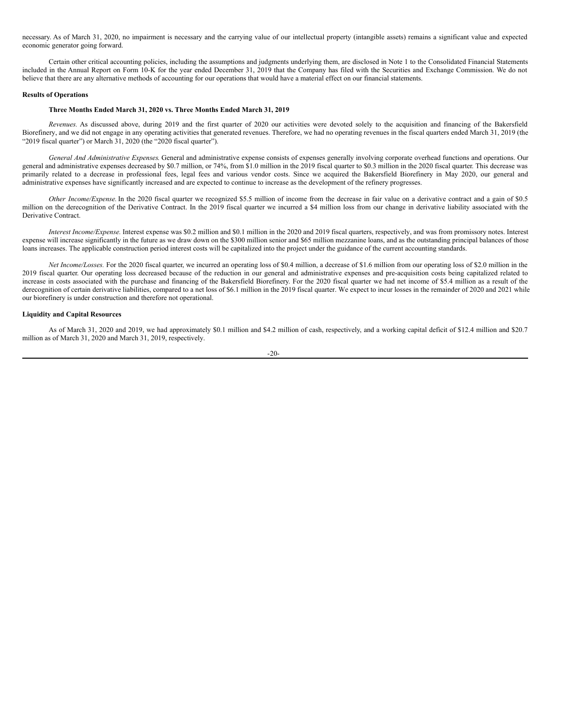necessary. As of March 31, 2020, no impairment is necessary and the carrying value of our intellectual property (intangible assets) remains a significant value and expected economic generator going forward.

Certain other critical accounting policies, including the assumptions and judgments underlying them, are disclosed in Note 1 to the Consolidated Financial Statements included in the Annual Report on Form 10-K for the year ended December 31, 2019 that the Company has filed with the Securities and Exchange Commission. We do not believe that there are any alternative methods of accounting for our operations that would have a material effect on our financial statements.

**Results of Operations**

**Three Months Ended March 31, 2020 vs. Three Months Ended March 31, 2019**

*Revenues.* As discussed above, during 2019 and the first quarter of 2020 our activities were devoted solely to the acquisition and financing of the Bakersfield Biorefinery, and we did not engage in any operating activities that generated revenues. Therefore, we had no operating revenues in the fiscal quarters ended March 31, 2019 (the "2019 fiscal quarter") or March 31, 2020 (the "2020 fiscal quarter").

*General And Administrative Expenses.* General and administrative expense consists of expenses generally involving corporate overhead functions and operations. Our general and administrative expenses decreased by $0.7 million, or 74%, from $1.0 million in the 2019 fiscal quarter to $0.3 million in the 2020 fiscal quarter. This decrease was primarily related to a decrease in professional fees, legal fees and various vendor costs. Since we acquired the Bakersfield Biorefinery in May 2020, our general and administrative expenses have significantly increased and are expected to continue to increase as the development of the refinery progresses.

*Other Income/Expense.* In the 2020 fiscal quarter we recognized $5.5 million of income from the decrease in fair value on a derivative contract and a gain of $0.5 million on the derecognition of the Derivative Contract. In the 2019 fiscal quarter we incurred a $4 million loss from our change in derivative liability associated with the Derivative Contract.

*Interest Income/Expense.* Interest expense was $0.2 million and $0.1 million in the 2020 and 2019 fiscal quarters, respectively, and was from promissory notes. Interest expense will increase significantly in the future as we draw down on the $300 million senior and $65 million mezzanine loans, and as the outstanding principal balances of those loans increases. The applicable construction period interest costs will be capitalized into the project under the guidance of the current accounting standards.

*Net Income/Losses.* For the 2020 fiscal quarter, we incurred an operating loss of $0.4 million, a decrease of $1.6 million from our operating loss of $2.0 million in the 2019 fiscal quarter. Our operating loss decreased because of the reduction in our general and administrative expenses and pre-acquisition costs being capitalized related to increase in costs associated with the purchase and financing of the Bakersfield Biorefinery. For the 2020 fiscal quarter we had net income of $5.4 million as a result of the derecognition of certain derivative liabilities, compared to a net loss of $6.1 million in the 2019 fiscal quarter. We expect to incur losses in the remainder of 2020 and 2021 while our biorefinery is under construction and therefore not operational.

**Liquidity and Capital Resources**

As of March 31, 2020 and 2019, we had approximately $0.1 million and $4.2 million of cash, respectively, and a working capital deficit of $12.4 million and $20.7 million as of March 31, 2020 and March 31, 2019, respectively.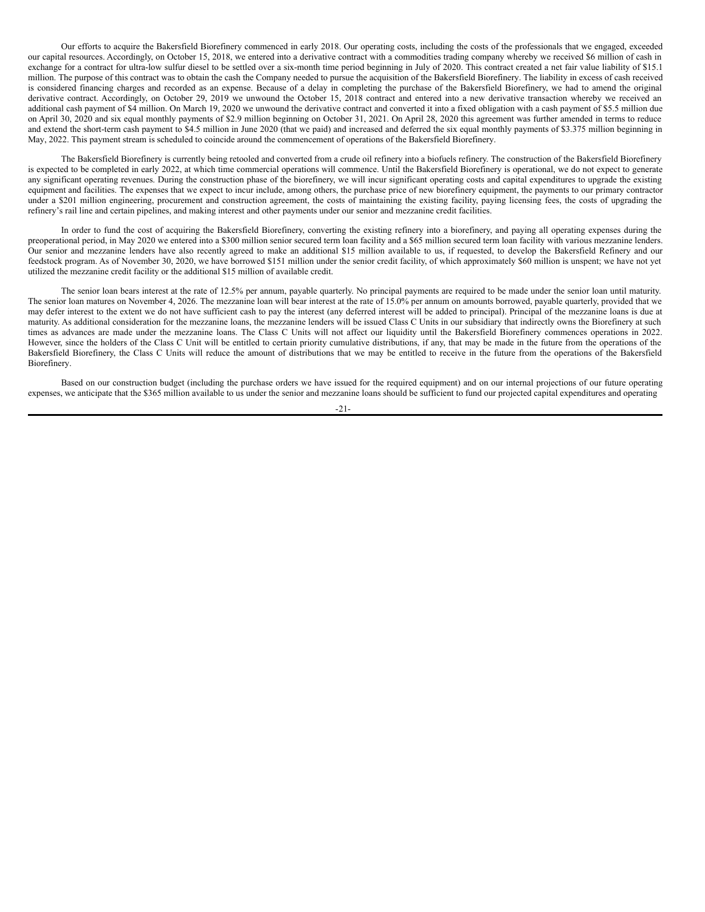Our efforts to acquire the Bakersfield Biorefinery commenced in early 2018. Our operating costs, including the costs of the professionals that we engaged, exceeded our capital resources. Accordingly, on October 15, 2018, we entered into a derivative contract with a commodities trading company whereby we received $6 million of cash in exchange for a contract for ultra-low sulfur diesel to be settled over a six-month time period beginning in July of 2020. This contract created a net fair value liability of $15.1 million. The purpose of this contract was to obtain the cash the Company needed to pursue the acquisition of the Bakersfield Biorefinery. The liability in excess of cash received is considered financing charges and recorded as an expense. Because of a delay in completing the purchase of the Bakersfield Biorefinery, we had to amend the original derivative contract. Accordingly, on October 29, 2019 we unwound the October 15, 2018 contract and entered into a new derivative transaction whereby we received an additional cash payment of $4 million. On March 19, 2020 we unwound the derivative contract and converted it into a fixed obligation with a cash payment of $5.5 million due on April 30, 2020 and six equal monthly payments of $2.9 million beginning on October 31, 2021. On April 28, 2020 this agreement was further amended in terms to reduce and extend the short-term cash payment to $4.5 million in June 2020 (that we paid) and increased and deferred the six equal monthly payments of $3.375 million beginning in May, 2022. This payment stream is scheduled to coincide around the commencement of operations of the Bakersfield Biorefinery.

The Bakersfield Biorefinery is currently being retooled and converted from a crude oil refinery into a biofuels refinery. The construction of the Bakersfield Biorefinery is expected to be completed in early 2022, at which time commercial operations will commence. Until the Bakersfield Biorefinery is operational, we do not expect to generate any significant operating revenues. During the construction phase of the biorefinery, we will incur significant operating costs and capital expenditures to upgrade the existing equipment and facilities. The expenses that we expect to incur include, among others, the purchase price of new biorefinery equipment, the payments to our primary contractor under a $201 million engineering, procurement and construction agreement, the costs of maintaining the existing facility, paying licensing fees, the costs of upgrading the refinery's rail line and certain pipelines, and making interest and other payments under our senior and mezzanine credit facilities.

In order to fund the cost of acquiring the Bakersfield Biorefinery, converting the existing refinery into a biorefinery, and paying all operating expenses during the preoperational period, in May 2020 we entered into a $300 million senior secured term loan facility and a $65 million secured term loan facility with various mezzanine lenders. Our senior and mezzanine lenders have also recently agreed to make an additional $15 million available to us, if requested, to develop the Bakersfield Refinery and our feedstock program. As of November 30, 2020, we have borrowed $151 million under the senior credit facility, of which approximately $60 million is unspent; we have not yet utilized the mezzanine credit facility or the additional $15 million of available credit.

The senior loan bears interest at the rate of 12.5% per annum, payable quarterly. No principal payments are required to be made under the senior loan until maturity. The senior loan matures on November 4, 2026. The mezzanine loan will bear interest at the rate of 15.0% per annum on amounts borrowed, payable quarterly, provided that we may defer interest to the extent we do not have sufficient cash to pay the interest (any deferred interest will be added to principal). Principal of the mezzanine loans is due at maturity. As additional consideration for the mezzanine loans, the mezzanine lenders will be issued Class C Units in our subsidiary that indirectly owns the Biorefinery at such times as advances are made under the mezzanine loans. The Class C Units will not affect our liquidity until the Bakersfield Biorefinery commences operations in 2022. However, since the holders of the Class C Unit will be entitled to certain priority cumulative distributions, if any, that may be made in the future from the operations of the Bakersfield Biorefinery, the Class C Units will reduce the amount of distributions that we may be entitled to receive in the future from the operations of the Bakersfield Biorefinery.

Based on our construction budget (including the purchase orders we have issued for the required equipment) and on our internal projections of our future operating expenses, we anticipate that the $365 million available to us under the senior and mezzanine loans should be sufficient to fund our projected capital expenditures and operating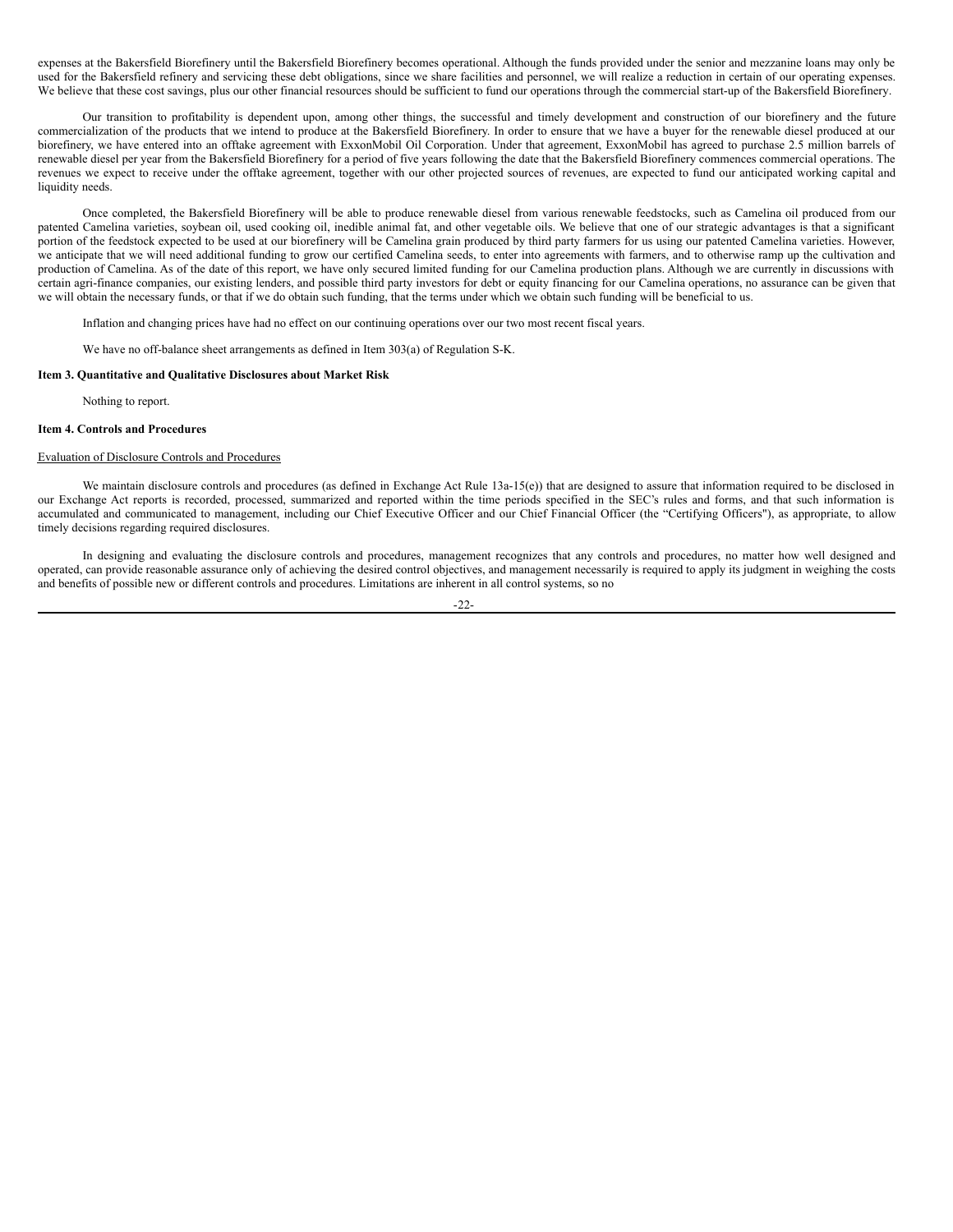expenses at the Bakersfield Biorefinery until the Bakersfield Biorefinery becomes operational. Although the funds provided under the senior and mezzanine loans may only be used for the Bakersfield refinery and servicing these debt obligations, since we share facilities and personnel, we will realize a reduction in certain of our operating expenses. We believe that these cost savings, plus our other financial resources should be sufficient to fund our operations through the commercial start-up of the Bakersfield Biorefinery.

Our transition to profitability is dependent upon, among other things, the successful and timely development and construction of our biorefinery and the future commercialization of the products that we intend to produce at the Bakersfield Biorefinery. In order to ensure that we have a buyer for the renewable diesel produced at our biorefinery, we have entered into an offtake agreement with ExxonMobil Oil Corporation. Under that agreement, ExxonMobil has agreed to purchase 2.5 million barrels of renewable diesel per year from the Bakersfield Biorefinery for a period of five years following the date that the Bakersfield Biorefinery commences commercial operations. The revenues we expect to receive under the offtake agreement, together with our other projected sources of revenues, are expected to fund our anticipated working capital and liquidity needs.

Once completed, the Bakersfield Biorefinery will be able to produce renewable diesel from various renewable feedstocks, such as Camelina oil produced from our patented Camelina varieties, soybean oil, used cooking oil, inedible animal fat, and other vegetable oils. We believe that one of our strategic advantages is that a significant portion of the feedstock expected to be used at our biorefinery will be Camelina grain produced by third party farmers for us using our patented Camelina varieties. However, we anticipate that we will need additional funding to grow our certified Camelina seeds, to enter into agreements with farmers, and to otherwise ramp up the cultivation and production of Camelina. As of the date of this report, we have only secured limited funding for our Camelina production plans. Although we are currently in discussions with certain agri-finance companies, our existing lenders, and possible third party investors for debt or equity financing for our Camelina operations, no assurance can be given that we will obtain the necessary funds, or that if we do obtain such funding, that the terms under which we obtain such funding will be beneficial to us.

Inflation and changing prices have had no effect on our continuing operations over our two most recent fiscal years.

We have no off-balance sheet arrangements as defined in Item 303(a) of Regulation S-K.

### Item 3. Quantitative and Qualitative Disclosures about Market Risk

Nothing to report.

### Item 4. Controls and Procedures

Evaluation of Disclosure Controls and Procedures

We maintain disclosure controls and procedures (as defined in Exchange Act Rule 13a-15(e)) that are designed to assure that information required to be disclosed in our Exchange Act reports is recorded, processed, summarized and reported within the time periods specified in the SEC's rules and forms, and that such information is accumulated and communicated to management, including our Chief Executive Officer and our Chief Financial Officer (the "Certifying Officers"), as appropriate, to allow timely decisions regarding required disclosures.

In designing and evaluating the disclosure controls and procedures, management recognizes that any controls and procedures, no matter how well designed and operated, can provide reasonable assurance only of achieving the desired control objectives, and management necessarily is required to apply its judgment in weighing the costs and benefits of possible new or different controls and procedures. Limitations are inherent in all control systems, so no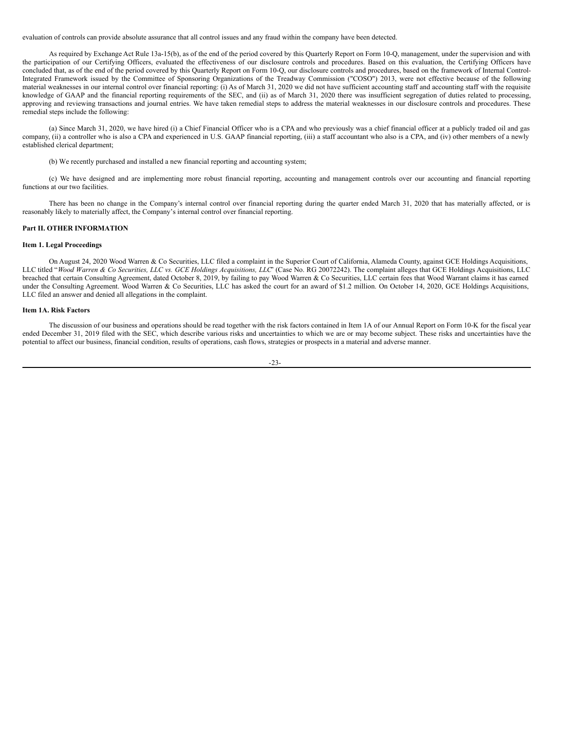evaluation of controls can provide absolute assurance that all control issues and any fraud within the company have been detected.

As required by Exchange Act Rule 13a-15(b), as of the end of the period covered by this Quarterly Report on Form 10-Q, management, under the supervision and with the participation of our Certifying Officers, evaluated the effectiveness of our disclosure controls and procedures. Based on this evaluation, the Certifying Officers have concluded that, as of the end of the period covered by this Quarterly Report on Form 10-Q, our disclosure controls and procedures, based on the framework of Internal Control-Integrated Framework issued by the Committee of Sponsoring Organizations of the Treadway Commission ("COSO") 2013, were not effective because of the following material weaknesses in our internal control over financial reporting: (i) As of March 31, 2020 we did not have sufficient accounting staff and accounting staff with the requisite knowledge of GAAP and the financial reporting requirements of the SEC, and (ii) as of March 31, 2020 there was insufficient segregation of duties related to processing, approving and reviewing transactions and journal entries. We have taken remedial steps to address the material weaknesses in our disclosure controls and procedures. These remedial steps include the following:

(a) Since March 31, 2020, we have hired (i) a Chief Financial Officer who is a CPA and who previously was a chief financial officer at a publicly traded oil and gas company, (ii) a controller who is also a CPA and experienced in U.S. GAAP financial reporting, (iii) a staff accountant who also is a CPA, and (iv) other members of a newly established clerical department;

(b) We recently purchased and installed a new financial reporting and accounting system;

(c) We have designed and are implementing more robust financial reporting, accounting and management controls over our accounting and financial reporting functions at our two facilities.

There has been no change in the Company's internal control over financial reporting during the quarter ended March 31, 2020 that has materially affected, or is reasonably likely to materially affect, the Company's internal control over financial reporting.

## Part II. OTHER INFORMATION

### Item 1. Legal Proceedings

On August 24, 2020 Wood Warren & Co Securities, LLC filed a complaint in the Superior Court of California, Alameda County, against GCE Holdings Acquisitions, LLC titled "*Wood Warren & Co Securities, LLC vs. GCE Holdings Acquisitions, LLC*" (Case No. RG 20072242). The complaint alleges that GCE Holdings Acquisitions, LLC breached that certain Consulting Agreement, dated October 8, 2019, by failing to pay Wood Warren & Co Securities, LLC certain fees that Wood Warrant claims it has earned under the Consulting Agreement. Wood Warren & Co Securities, LLC has asked the court for an award of $1.2 million. On October 14, 2020, GCE Holdings Acquisitions, LLC filed an answer and denied all allegations in the complaint.

### Item 1A. Risk Factors

The discussion of our business and operations should be read together with the risk factors contained in Item 1A of our Annual Report on Form 10-K for the fiscal year ended December 31, 2019 filed with the SEC, which describe various risks and uncertainties to which we are or may become subject. These risks and uncertainties have the potential to affect our business, financial condition, results of operations, cash flows, strategies or prospects in a material and adverse manner.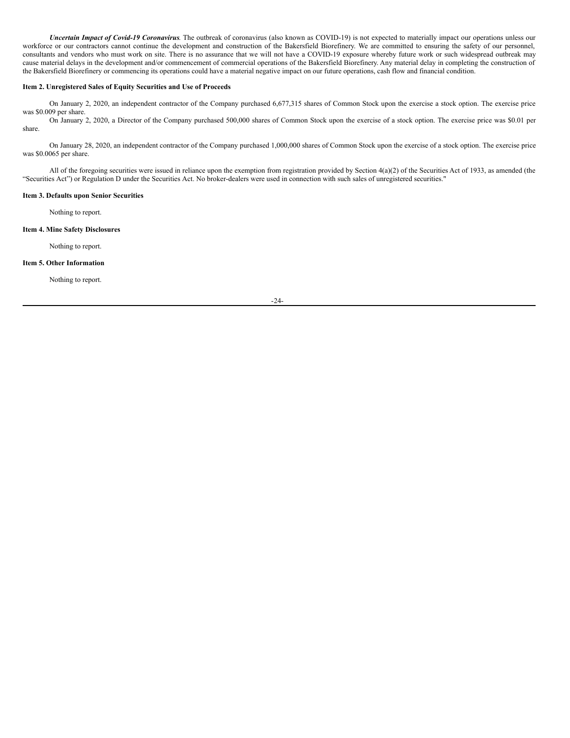***Uncertain Impact of Covid-19 Coronavirus*.** The outbreak of coronavirus (also known as COVID-19) is not expected to materially impact our operations unless our workforce or our contractors cannot continue the development and construction of the Bakersfield Biorefinery. We are committed to ensuring the safety of our personnel, consultants and vendors who must work on site. There is no assurance that we will not have a COVID-19 exposure whereby future work or such widespread outbreak may cause material delays in the development and/or commencement of commercial operations of the Bakersfield Biorefinery. Any material delay in completing the construction of the Bakersfield Biorefinery or commencing its operations could have a material negative impact on our future operations, cash flow and financial condition.

**Item 2. Unregistered Sales of Equity Securities and Use of Proceeds**

On January 2, 2020, an independent contractor of the Company purchased 6,677,315 shares of Common Stock upon the exercise a stock option. The exercise price was $0.009 per share.

On January 2, 2020, a Director of the Company purchased 500,000 shares of Common Stock upon the exercise of a stock option. The exercise price was $0.01 per share.

On January 28, 2020, an independent contractor of the Company purchased 1,000,000 shares of Common Stock upon the exercise of a stock option. The exercise price was $0.0065 per share.

All of the foregoing securities were issued in reliance upon the exemption from registration provided by Section 4(a)(2) of the Securities Act of 1933, as amended (the "Securities Act") or Regulation D under the Securities Act. No broker-dealers were used in connection with such sales of unregistered securities."

**Item 3. Defaults upon Senior Securities**

Nothing to report.

**Item 4. Mine Safety Disclosures**

Nothing to report.

**Item 5. Other Information**

Nothing to report.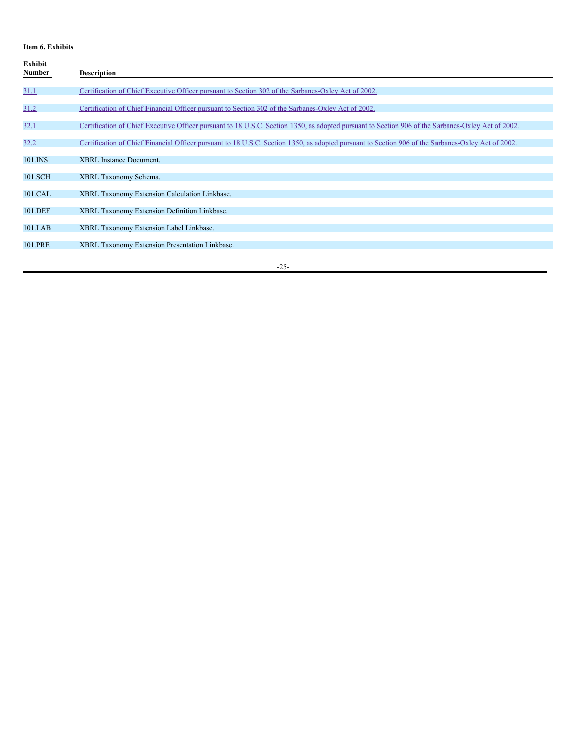**Item 6. Exhibits**

| Exhibit Number | Description |
|---|---|
| 31.1 | Certification of Chief Executive Officer pursuant to Section 302 of the Sarbanes-Oxley Act of 2002. |
| 31.2 | Certification of Chief Financial Officer pursuant to Section 302 of the Sarbanes-Oxley Act of 2002. |
| 32.1 | Certification of Chief Executive Officer pursuant to 18 U.S.C. Section 1350, as adopted pursuant to Section 906 of the Sarbanes-Oxley Act of 2002. |
| 32.2 | Certification of Chief Financial Officer pursuant to 18 U.S.C. Section 1350, as adopted pursuant to Section 906 of the Sarbanes-Oxley Act of 2002. |
| 101.INS | XBRL Instance Document. |
| 101.SCH | XBRL Taxonomy Schema. |
| 101.CAL | XBRL Taxonomy Extension Calculation Linkbase. |
| 101.DEF | XBRL Taxonomy Extension Definition Linkbase. |
| 101.LAB | XBRL Taxonomy Extension Label Linkbase. |
| 101.PRE | XBRL Taxonomy Extension Presentation Linkbase. |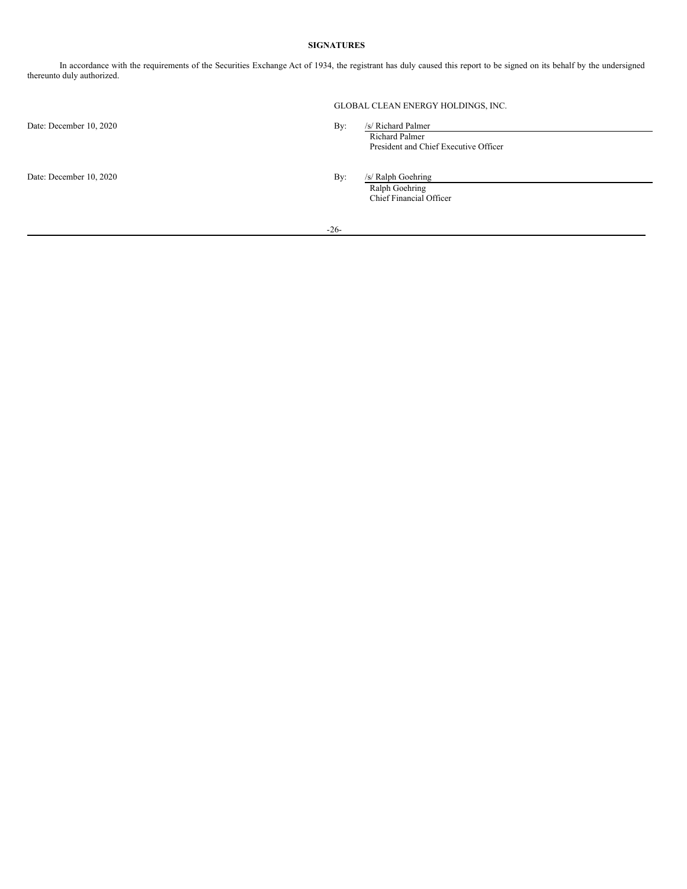**SIGNATURES**

In accordance with the requirements of the Securities Exchange Act of 1934, the registrant has duly caused this report to be signed on its behalf by the undersigned thereunto duly authorized.

GLOBAL CLEAN ENERGY HOLDINGS, INC.

| | | |
|---|---|---|
| Date: December 10, 2020 | By: | /s/ Richard Palmer<br>Richard Palmer<br>President and Chief Executive Officer |
| Date: December 10, 2020 | By: | /s/ Ralph Goehring<br>Ralph Goehring<br>Chief Financial Officer |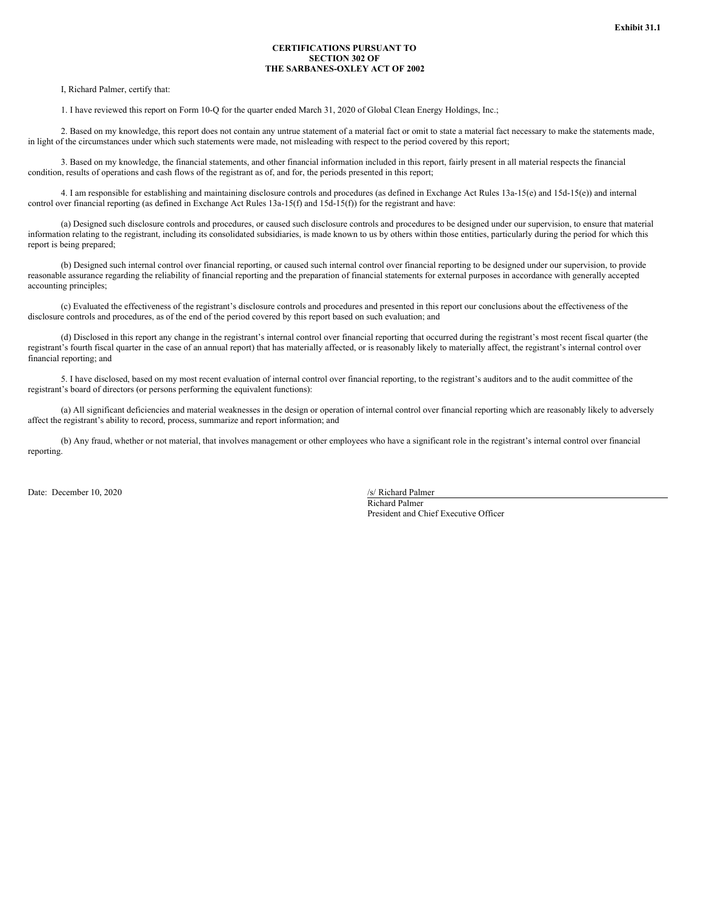**Exhibit 31.1**

**CERTIFICATIONS PURSUANT TO
SECTION 302 OF
THE SARBANES-OXLEY ACT OF 2002**

I, Richard Palmer, certify that:

1. I have reviewed this report on Form 10-Q for the quarter ended March 31, 2020 of Global Clean Energy Holdings, Inc.;

2. Based on my knowledge, this report does not contain any untrue statement of a material fact or omit to state a material fact necessary to make the statements made, in light of the circumstances under which such statements were made, not misleading with respect to the period covered by this report;

3. Based on my knowledge, the financial statements, and other financial information included in this report, fairly present in all material respects the financial condition, results of operations and cash flows of the registrant as of, and for, the periods presented in this report;

4. I am responsible for establishing and maintaining disclosure controls and procedures (as defined in Exchange Act Rules 13a-15(e) and 15d-15(e)) and internal control over financial reporting (as defined in Exchange Act Rules 13a-15(f) and 15d-15(f)) for the registrant and have:

(a) Designed such disclosure controls and procedures, or caused such disclosure controls and procedures to be designed under our supervision, to ensure that material information relating to the registrant, including its consolidated subsidiaries, is made known to us by others within those entities, particularly during the period for which this report is being prepared;

(b) Designed such internal control over financial reporting, or caused such internal control over financial reporting to be designed under our supervision, to provide reasonable assurance regarding the reliability of financial reporting and the preparation of financial statements for external purposes in accordance with generally accepted accounting principles;

(c) Evaluated the effectiveness of the registrant's disclosure controls and procedures and presented in this report our conclusions about the effectiveness of the disclosure controls and procedures, as of the end of the period covered by this report based on such evaluation; and

(d) Disclosed in this report any change in the registrant's internal control over financial reporting that occurred during the registrant's most recent fiscal quarter (the registrant's fourth fiscal quarter in the case of an annual report) that has materially affected, or is reasonably likely to materially affect, the registrant's internal control over financial reporting; and

5. I have disclosed, based on my most recent evaluation of internal control over financial reporting, to the registrant's auditors and to the audit committee of the registrant's board of directors (or persons performing the equivalent functions):

(a) All significant deficiencies and material weaknesses in the design or operation of internal control over financial reporting which are reasonably likely to adversely affect the registrant's ability to record, process, summarize and report information; and

(b) Any fraud, whether or not material, that involves management or other employees who have a significant role in the registrant's internal control over financial reporting.

Date: December 10, 2020

/s/ Richard Palmer
Richard Palmer
President and Chief Executive Officer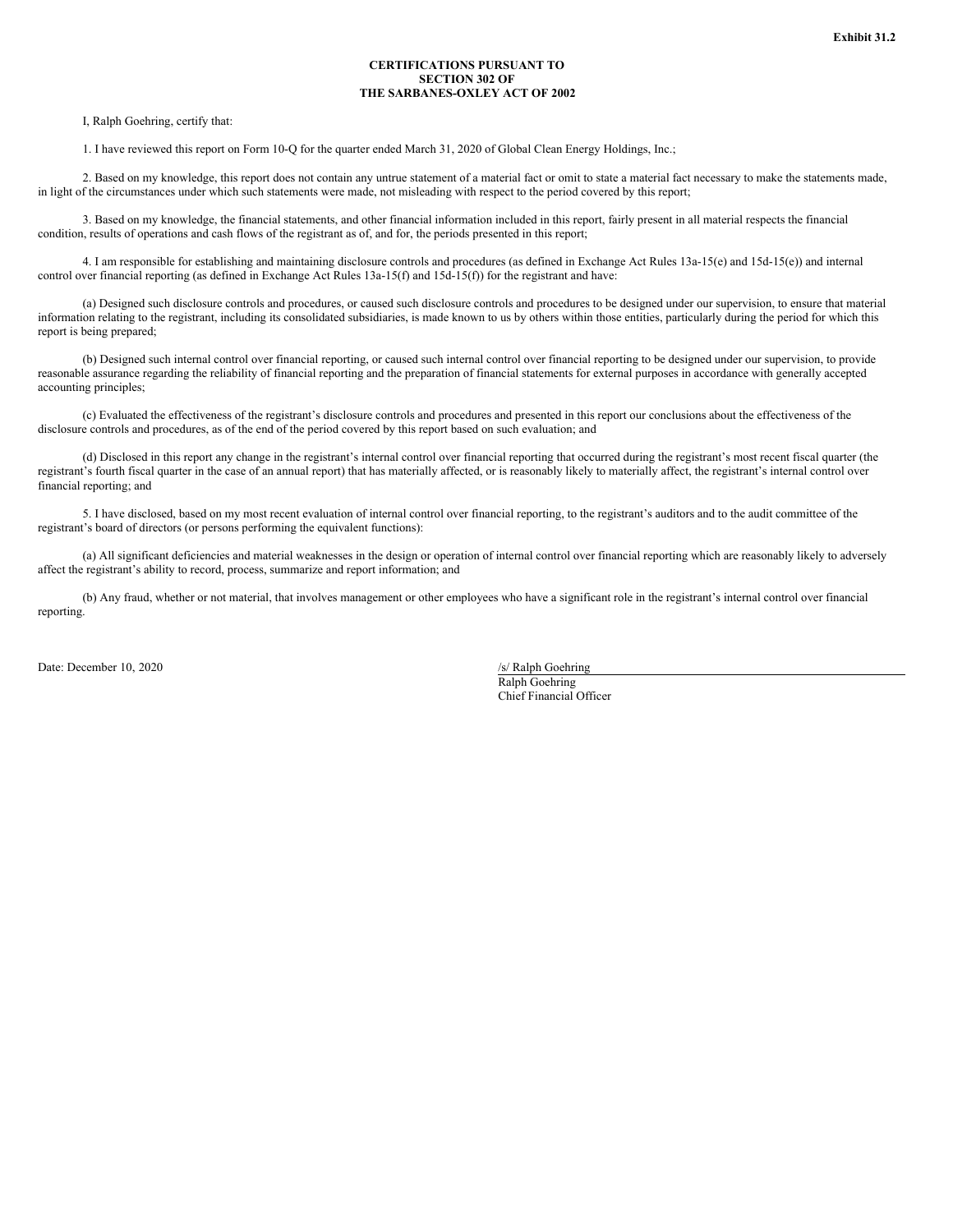**Exhibit 31.2**

**CERTIFICATIONS PURSUANT TO
SECTION 302 OF
THE SARBANES-OXLEY ACT OF 2002**

I, Ralph Goehring, certify that:

1. I have reviewed this report on Form 10-Q for the quarter ended March 31, 2020 of Global Clean Energy Holdings, Inc.;

2. Based on my knowledge, this report does not contain any untrue statement of a material fact or omit to state a material fact necessary to make the statements made, in light of the circumstances under which such statements were made, not misleading with respect to the period covered by this report;

3. Based on my knowledge, the financial statements, and other financial information included in this report, fairly present in all material respects the financial condition, results of operations and cash flows of the registrant as of, and for, the periods presented in this report;

4. I am responsible for establishing and maintaining disclosure controls and procedures (as defined in Exchange Act Rules 13a-15(e) and 15d-15(e)) and internal control over financial reporting (as defined in Exchange Act Rules 13a-15(f) and 15d-15(f)) for the registrant and have:

(a) Designed such disclosure controls and procedures, or caused such disclosure controls and procedures to be designed under our supervision, to ensure that material information relating to the registrant, including its consolidated subsidiaries, is made known to us by others within those entities, particularly during the period for which this report is being prepared;

(b) Designed such internal control over financial reporting, or caused such internal control over financial reporting to be designed under our supervision, to provide reasonable assurance regarding the reliability of financial reporting and the preparation of financial statements for external purposes in accordance with generally accepted accounting principles;

(c) Evaluated the effectiveness of the registrant's disclosure controls and procedures and presented in this report our conclusions about the effectiveness of the disclosure controls and procedures, as of the end of the period covered by this report based on such evaluation; and

(d) Disclosed in this report any change in the registrant's internal control over financial reporting that occurred during the registrant's most recent fiscal quarter (the registrant's fourth fiscal quarter in the case of an annual report) that has materially affected, or is reasonably likely to materially affect, the registrant's internal control over financial reporting; and

5. I have disclosed, based on my most recent evaluation of internal control over financial reporting, to the registrant's auditors and to the audit committee of the registrant's board of directors (or persons performing the equivalent functions):

(a) All significant deficiencies and material weaknesses in the design or operation of internal control over financial reporting which are reasonably likely to adversely affect the registrant's ability to record, process, summarize and report information; and

(b) Any fraud, whether or not material, that involves management or other employees who have a significant role in the registrant's internal control over financial reporting.

Date: December 10, 2020

/s/ Ralph Goehring
Ralph Goehring
Chief Financial Officer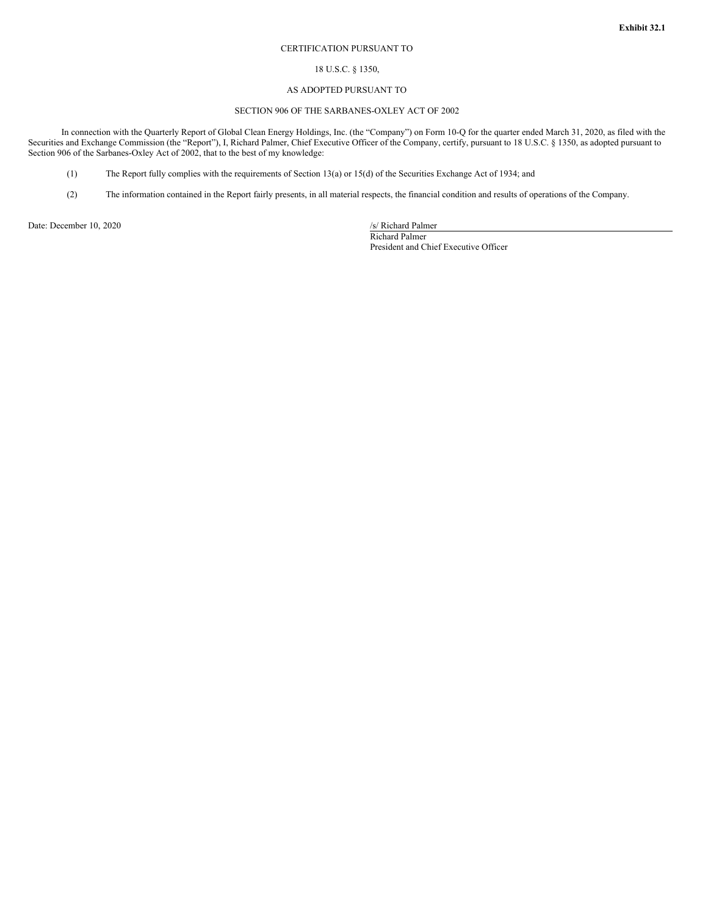**Exhibit 32.1**

CERTIFICATION PURSUANT TO

18 U.S.C. § 1350,

AS ADOPTED PURSUANT TO

SECTION 906 OF THE SARBANES-OXLEY ACT OF 2002

In connection with the Quarterly Report of Global Clean Energy Holdings, Inc. (the "Company") on Form 10-Q for the quarter ended March 31, 2020, as filed with the Securities and Exchange Commission (the "Report"), I, Richard Palmer, Chief Executive Officer of the Company, certify, pursuant to 18 U.S.C. § 1350, as adopted pursuant to Section 906 of the Sarbanes-Oxley Act of 2002, that to the best of my knowledge:

(1) The Report fully complies with the requirements of Section 13(a) or 15(d) of the Securities Exchange Act of 1934; and

(2) The information contained in the Report fairly presents, in all material respects, the financial condition and results of operations of the Company.

Date: December 10, 2020

/s/ Richard Palmer
Richard Palmer
President and Chief Executive Officer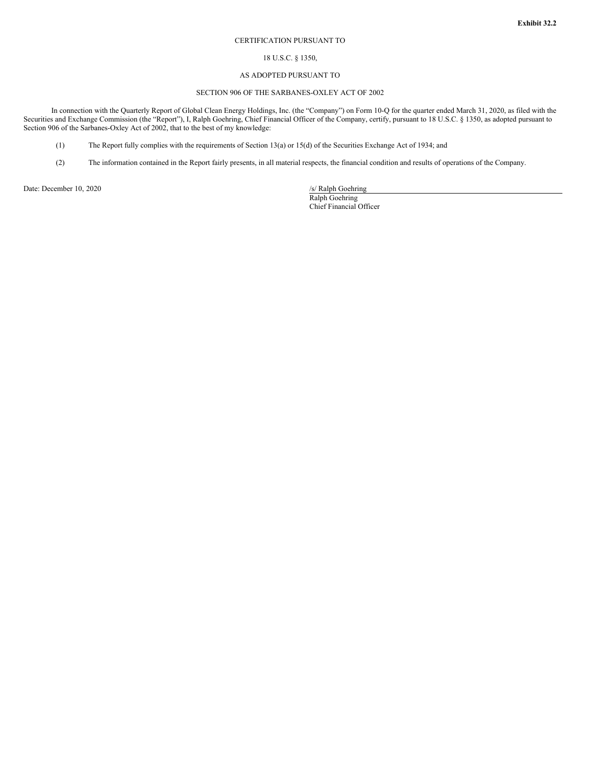**Exhibit 32.2**

CERTIFICATION PURSUANT TO

18 U.S.C. § 1350,

AS ADOPTED PURSUANT TO

SECTION 906 OF THE SARBANES-OXLEY ACT OF 2002

In connection with the Quarterly Report of Global Clean Energy Holdings, Inc. (the "Company") on Form 10-Q for the quarter ended March 31, 2020, as filed with the Securities and Exchange Commission (the "Report"), I, Ralph Goehring, Chief Financial Officer of the Company, certify, pursuant to 18 U.S.C. § 1350, as adopted pursuant to Section 906 of the Sarbanes-Oxley Act of 2002, that to the best of my knowledge:

(1) The Report fully complies with the requirements of Section 13(a) or 15(d) of the Securities Exchange Act of 1934; and

(2) The information contained in the Report fairly presents, in all material respects, the financial condition and results of operations of the Company.

Date: December 10, 2020

/s/ Ralph Goehring
Ralph Goehring
Chief Financial Officer